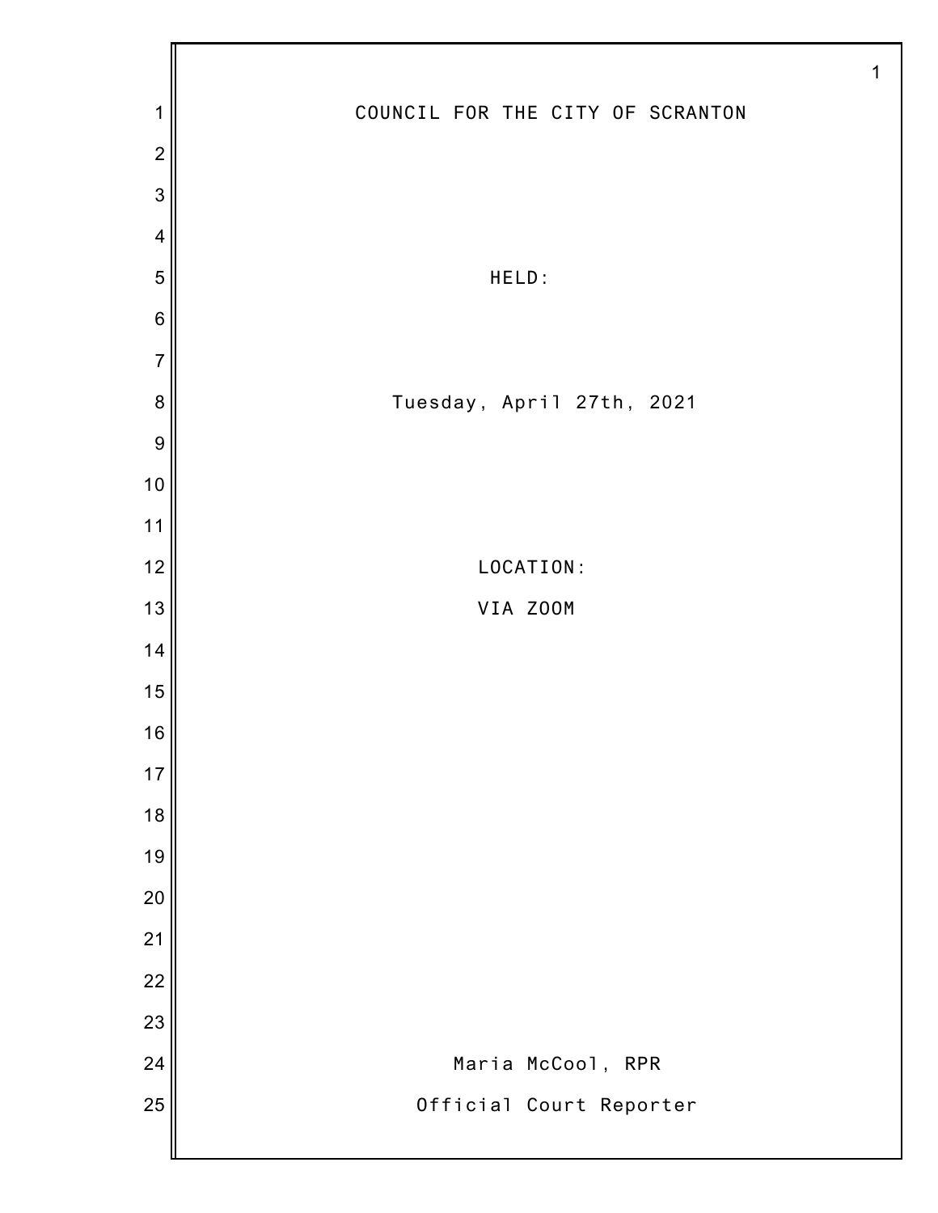COUNCIL FOR THE CITY OF SCRANTON

HELD:

Tuesday, April 27th, 2021

LOCATION:

VIA ZOOM

Maria McCool, RPR

Official Court Reporter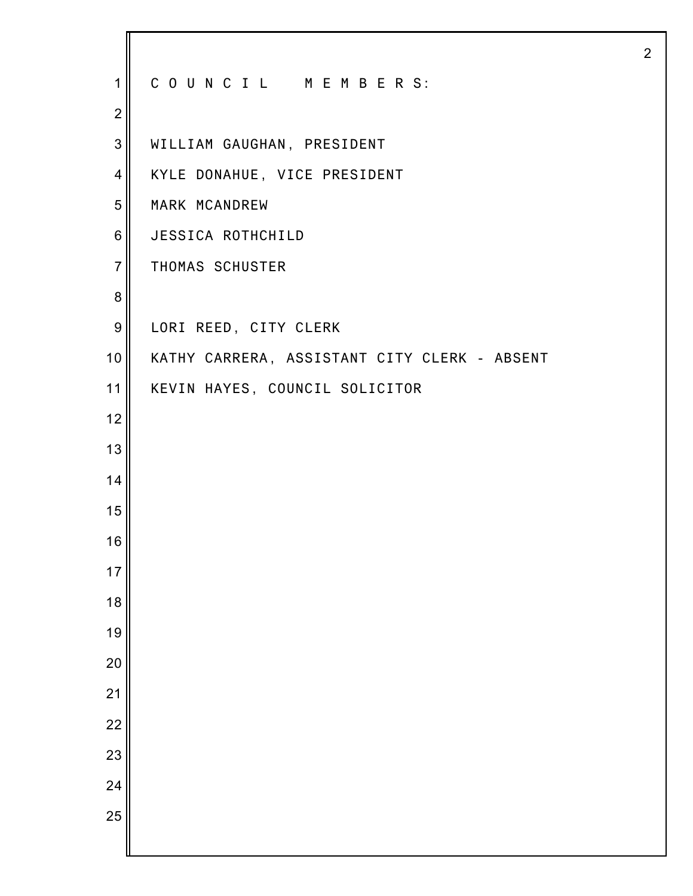C O U N C I L   M E M B E R S:

WILLIAM GAUGHAN, PRESIDENT

KYLE DONAHUE, VICE PRESIDENT

MARK MCANDREW

JESSICA ROTHCHILD

THOMAS SCHUSTER

LORI REED, CITY CLERK

KATHY CARRERA, ASSISTANT CITY CLERK - ABSENT

KEVIN HAYES, COUNCIL SOLICITOR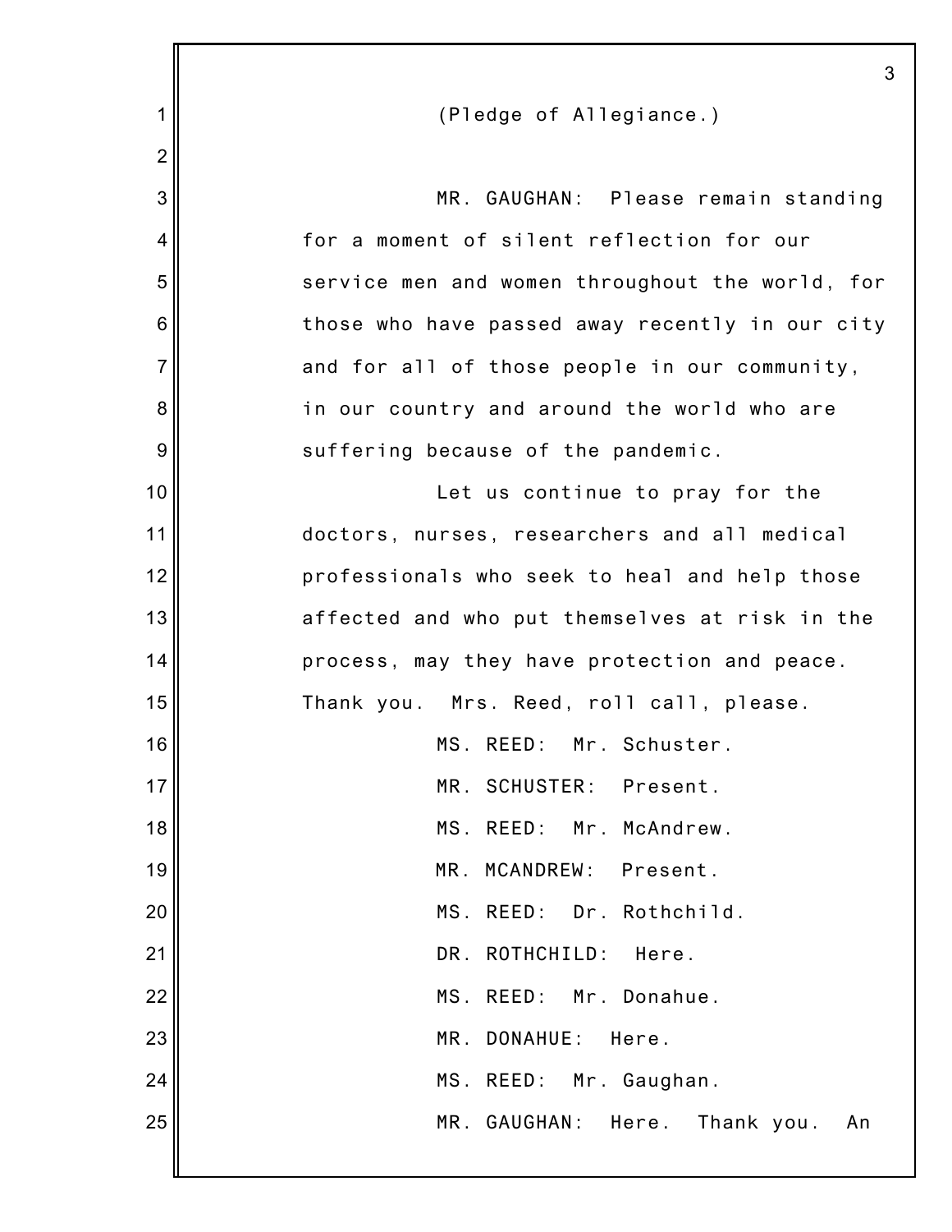(Pledge of Allegiance.)

MR. GAUGHAN: Please remain standing for a moment of silent reflection for our service men and women throughout the world, for those who have passed away recently in our city and for all of those people in our community, in our country and around the world who are suffering because of the pandemic.

Let us continue to pray for the doctors, nurses, researchers and all medical professionals who seek to heal and help those affected and who put themselves at risk in the process, may they have protection and peace. Thank you. Mrs. Reed, roll call, please.

MS. REED: Mr. Schuster.

MR. SCHUSTER: Present.

MS. REED: Mr. McAndrew.

MR. MCANDREW: Present.

MS. REED: Dr. Rothchild.

DR. ROTHCHILD: Here.

MS. REED: Mr. Donahue.

MR. DONAHUE: Here.

MS. REED: Mr. Gaughan.

MR. GAUGHAN: Here. Thank you. An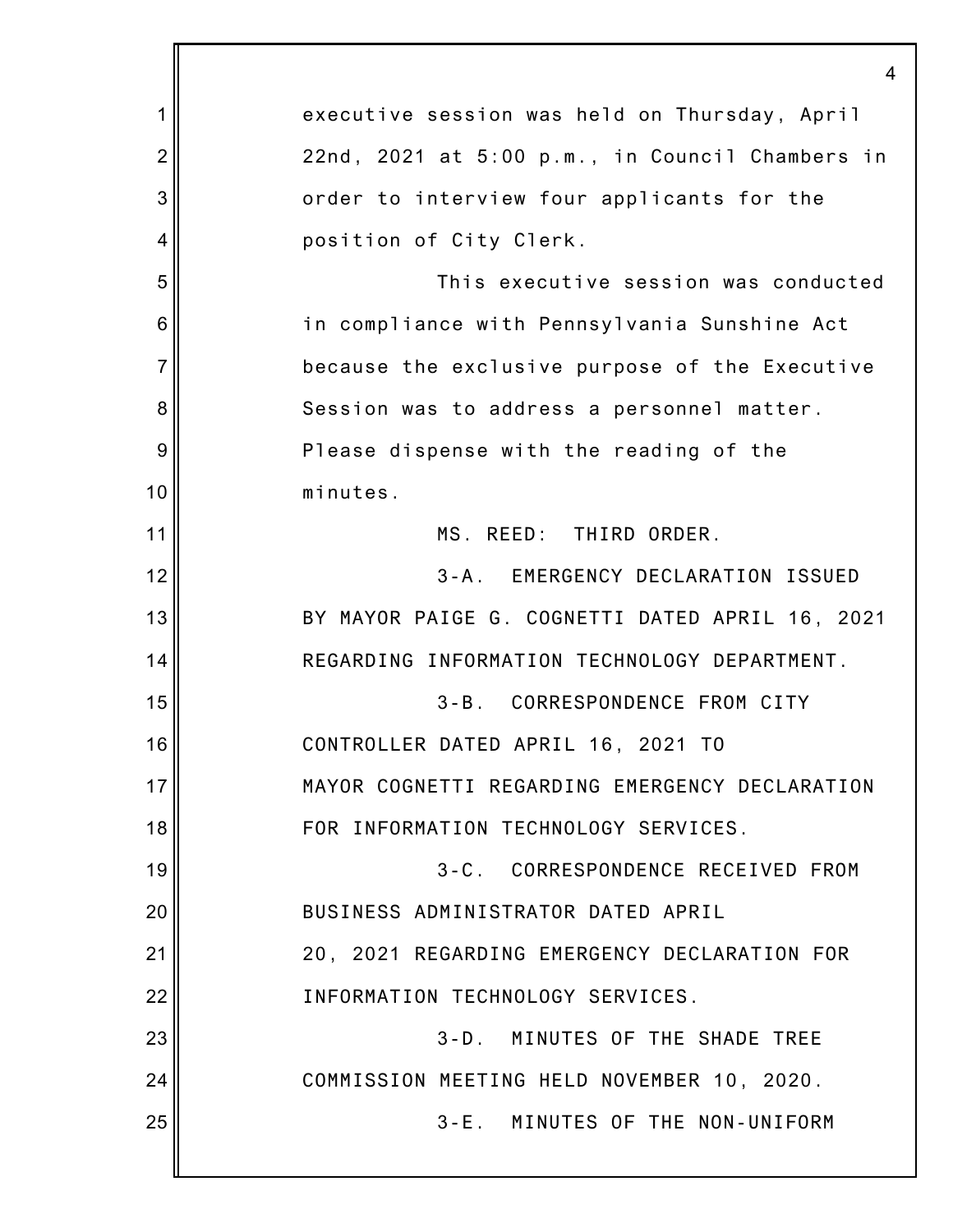executive session was held on Thursday, April 22nd, 2021 at 5:00 p.m., in Council Chambers in order to interview four applicants for the position of City Clerk.

This executive session was conducted in compliance with Pennsylvania Sunshine Act because the exclusive purpose of the Executive Session was to address a personnel matter. Please dispense with the reading of the minutes.

MS. REED: THIRD ORDER.

3-A. EMERGENCY DECLARATION ISSUED BY MAYOR PAIGE G. COGNETTI DATED APRIL 16, 2021 REGARDING INFORMATION TECHNOLOGY DEPARTMENT.

3-B. CORRESPONDENCE FROM CITY CONTROLLER DATED APRIL 16, 2021 TO MAYOR COGNETTI REGARDING EMERGENCY DECLARATION FOR INFORMATION TECHNOLOGY SERVICES.

3-C. CORRESPONDENCE RECEIVED FROM BUSINESS ADMINISTRATOR DATED APRIL 20, 2021 REGARDING EMERGENCY DECLARATION FOR INFORMATION TECHNOLOGY SERVICES.

3-D. MINUTES OF THE SHADE TREE COMMISSION MEETING HELD NOVEMBER 10, 2020.

3-E. MINUTES OF THE NON-UNIFORM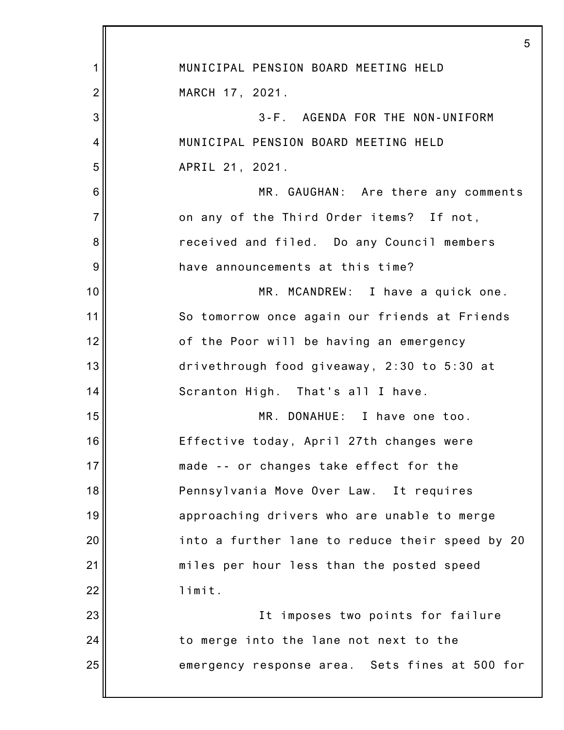MUNICIPAL PENSION BOARD MEETING HELD MARCH 17, 2021.

3-F. AGENDA FOR THE NON-UNIFORM MUNICIPAL PENSION BOARD MEETING HELD APRIL 21, 2021.

MR. GAUGHAN: Are there any comments on any of the Third Order items? If not, received and filed. Do any Council members have announcements at this time?

MR. MCANDREW: I have a quick one. So tomorrow once again our friends at Friends of the Poor will be having an emergency drivethrough food giveaway, 2:30 to 5:30 at Scranton High. That's all I have.

MR. DONAHUE: I have one too. Effective today, April 27th changes were made -- or changes take effect for the Pennsylvania Move Over Law. It requires approaching drivers who are unable to merge into a further lane to reduce their speed by 20 miles per hour less than the posted speed limit.

It imposes two points for failure to merge into the lane not next to the emergency response area. Sets fines at 500 for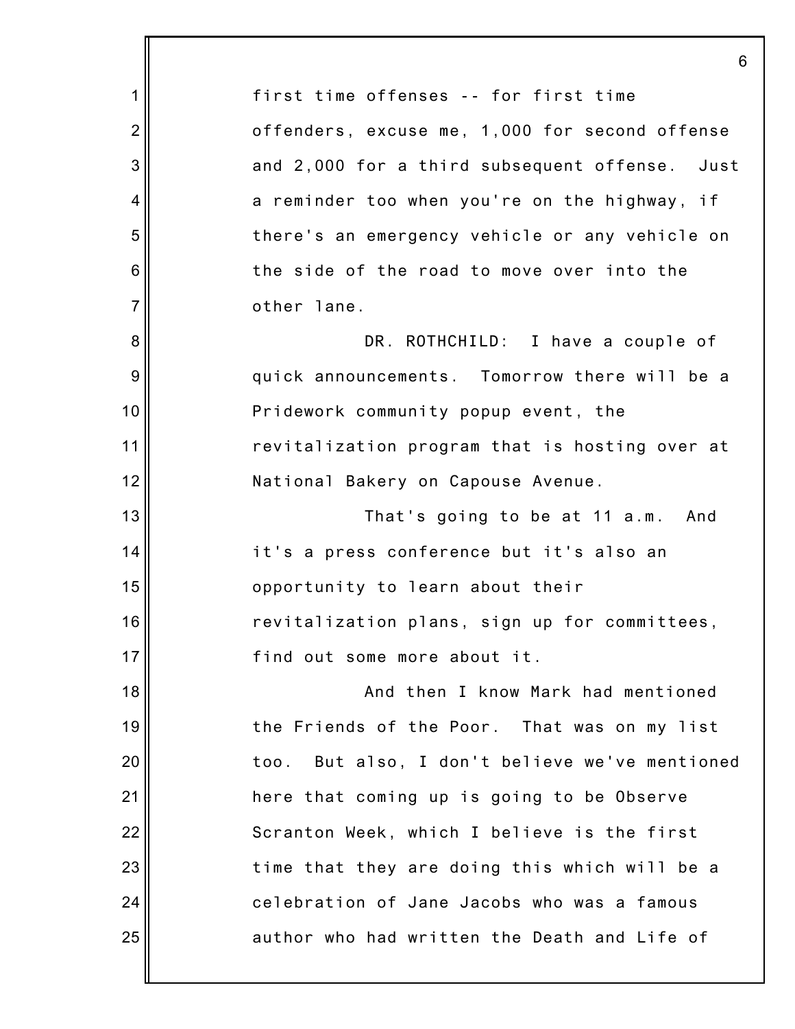first time offenses -- for first time offenders, excuse me, 1,000 for second offense and 2,000 for a third subsequent offense. Just a reminder too when you're on the highway, if there's an emergency vehicle or any vehicle on the side of the road to move over into the other lane.

DR. ROTHCHILD: I have a couple of quick announcements. Tomorrow there will be a Pridework community popup event, the revitalization program that is hosting over at National Bakery on Capouse Avenue.

That's going to be at 11 a.m. And it's a press conference but it's also an opportunity to learn about their revitalization plans, sign up for committees, find out some more about it.

And then I know Mark had mentioned the Friends of the Poor. That was on my list too. But also, I don't believe we've mentioned here that coming up is going to be Observe Scranton Week, which I believe is the first time that they are doing this which will be a celebration of Jane Jacobs who was a famous author who had written the Death and Life of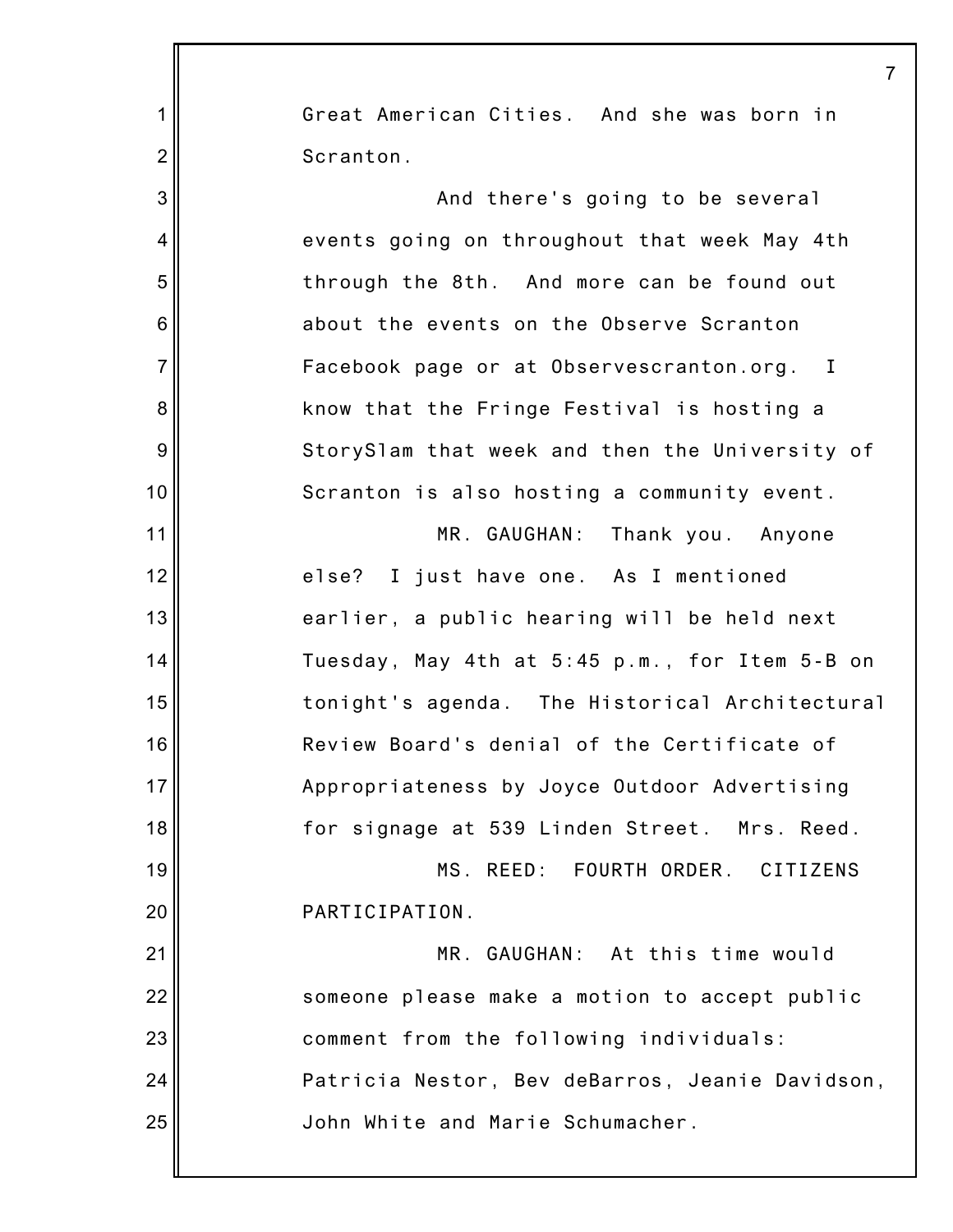Great American Cities. And she was born in Scranton.

And there's going to be several events going on throughout that week May 4th through the 8th. And more can be found out about the events on the Observe Scranton Facebook page or at Observescranton.org. I know that the Fringe Festival is hosting a StorySlam that week and then the University of Scranton is also hosting a community event.

MR. GAUGHAN: Thank you. Anyone else? I just have one. As I mentioned earlier, a public hearing will be held next Tuesday, May 4th at 5:45 p.m., for Item 5-B on tonight's agenda. The Historical Architectural Review Board's denial of the Certificate of Appropriateness by Joyce Outdoor Advertising for signage at 539 Linden Street. Mrs. Reed.

MS. REED: FOURTH ORDER. CITIZENS PARTICIPATION.

MR. GAUGHAN: At this time would someone please make a motion to accept public comment from the following individuals: Patricia Nestor, Bev deBarros, Jeanie Davidson, John White and Marie Schumacher.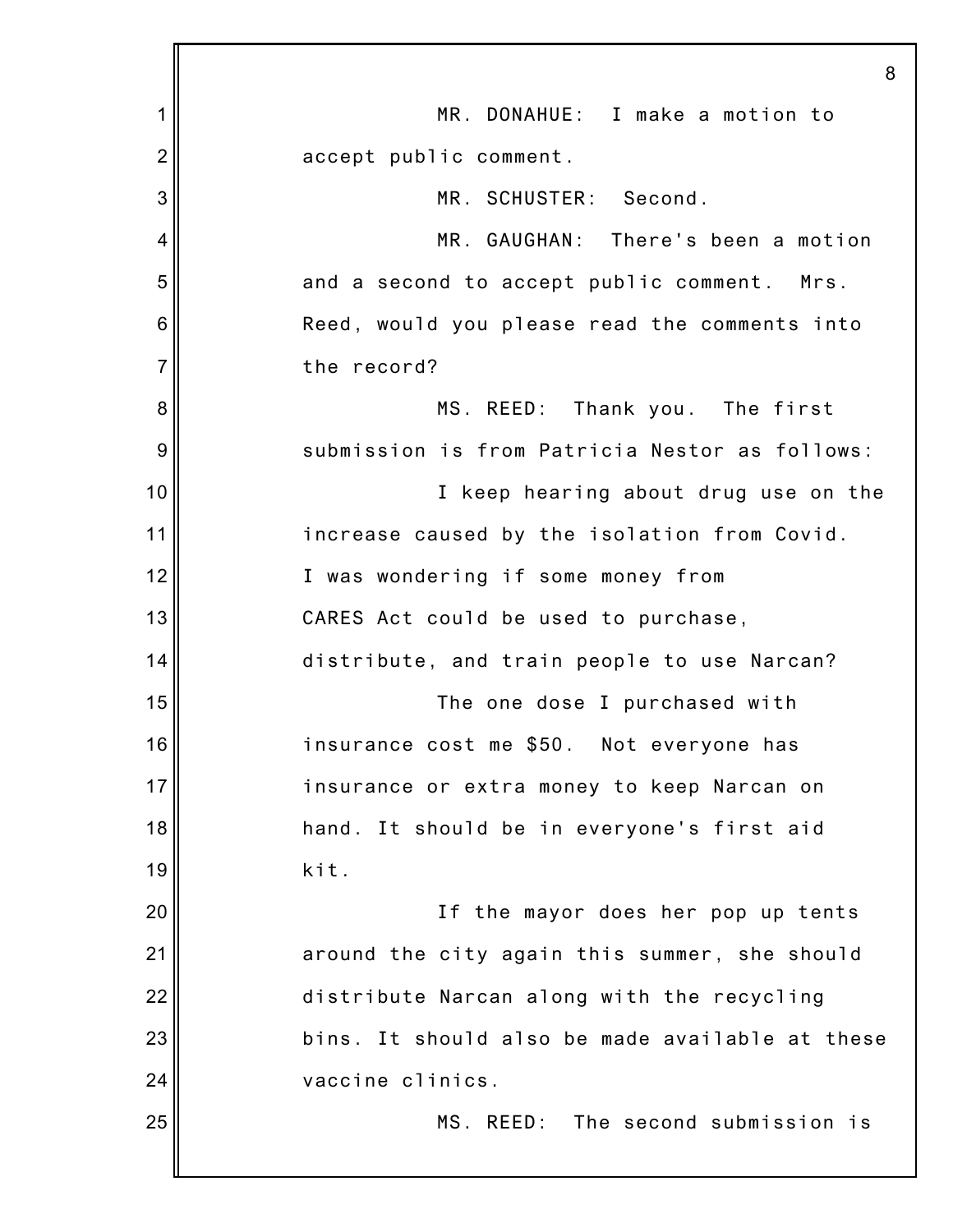MR. DONAHUE: I make a motion to accept public comment.

MR. SCHUSTER: Second.

MR. GAUGHAN: There's been a motion and a second to accept public comment. Mrs. Reed, would you please read the comments into the record?

MS. REED: Thank you. The first submission is from Patricia Nestor as follows:

I keep hearing about drug use on the increase caused by the isolation from Covid. I was wondering if some money from CARES Act could be used to purchase, distribute, and train people to use Narcan?

The one dose I purchased with insurance cost me $50. Not everyone has insurance or extra money to keep Narcan on hand. It should be in everyone's first aid kit.

If the mayor does her pop up tents around the city again this summer, she should distribute Narcan along with the recycling bins. It should also be made available at these vaccine clinics.

MS. REED: The second submission is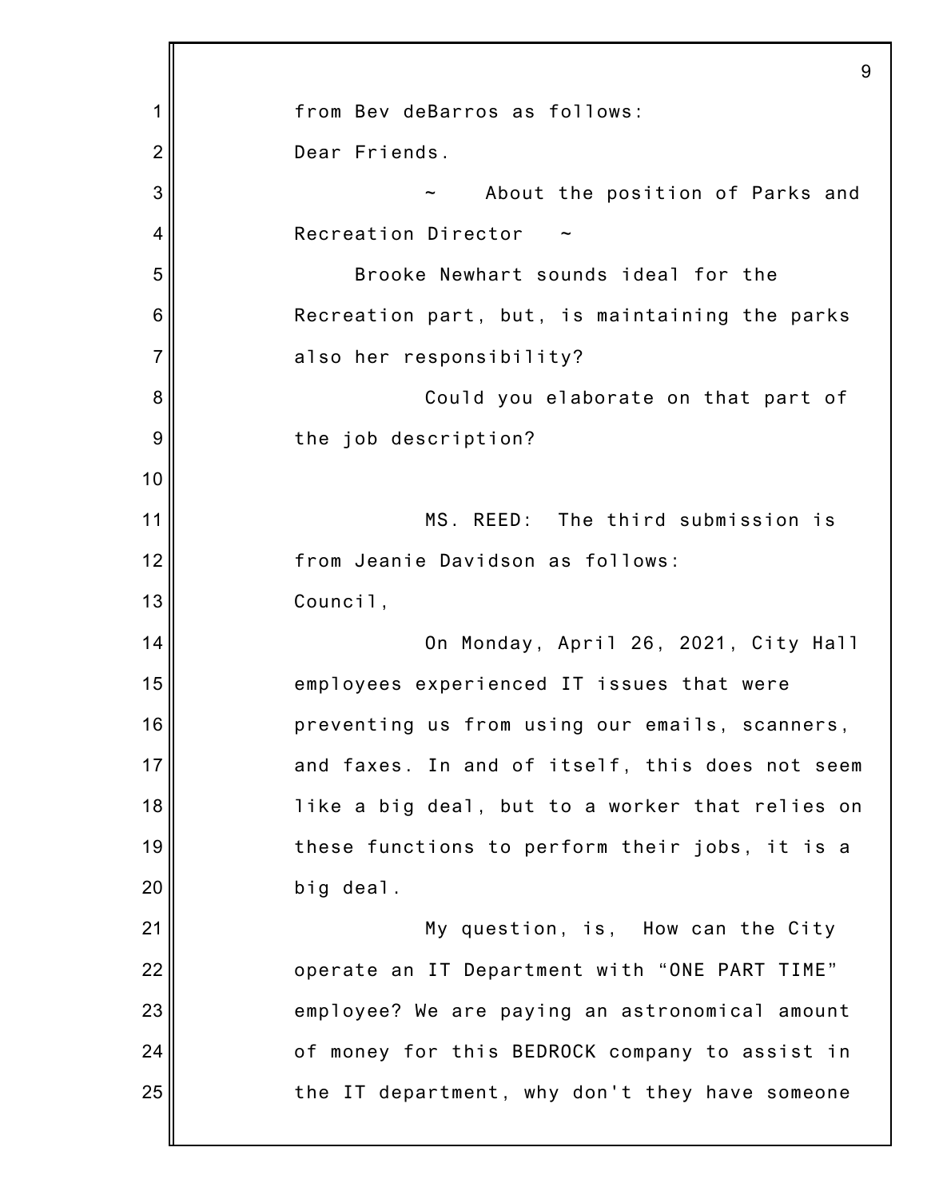from Bev deBarros as follows:

Dear Friends.

~ About the position of Parks and Recreation Director ~

Brooke Newhart sounds ideal for the Recreation part, but, is maintaining the parks also her responsibility?

Could you elaborate on that part of the job description?

MS. REED: The third submission is from Jeanie Davidson as follows:

Council,

On Monday, April 26, 2021, City Hall employees experienced IT issues that were preventing us from using our emails, scanners, and faxes. In and of itself, this does not seem like a big deal, but to a worker that relies on these functions to perform their jobs, it is a big deal.

My question, is, How can the City operate an IT Department with "ONE PART TIME" employee? We are paying an astronomical amount of money for this BEDROCK company to assist in the IT department, why don't they have someone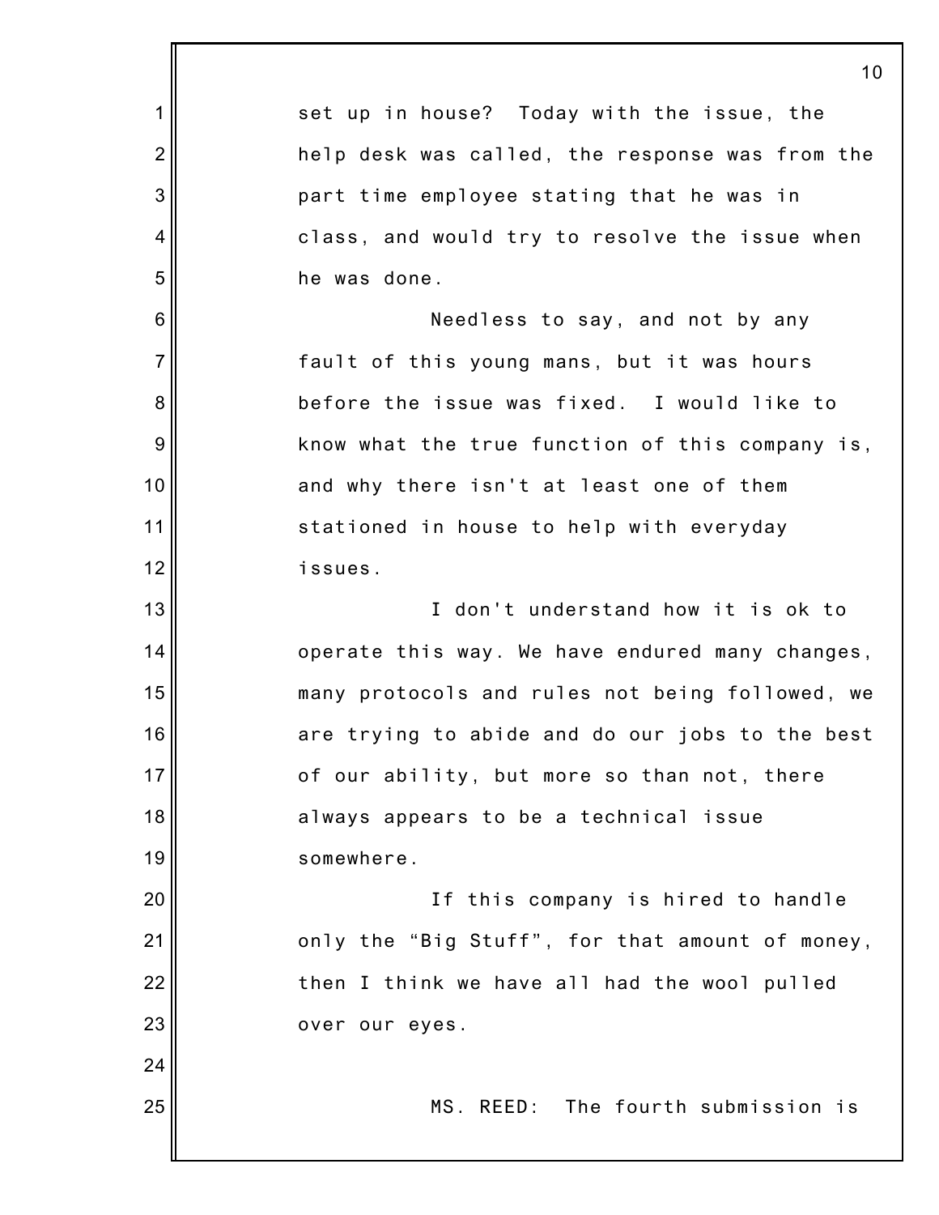set up in house? Today with the issue, the help desk was called, the response was from the part time employee stating that he was in class, and would try to resolve the issue when he was done.

Needless to say, and not by any fault of this young mans, but it was hours before the issue was fixed. I would like to know what the true function of this company is, and why there isn't at least one of them stationed in house to help with everyday issues.

I don't understand how it is ok to operate this way. We have endured many changes, many protocols and rules not being followed, we are trying to abide and do our jobs to the best of our ability, but more so than not, there always appears to be a technical issue somewhere.

If this company is hired to handle only the “Big Stuff”, for that amount of money, then I think we have all had the wool pulled over our eyes.

MS. REED: The fourth submission is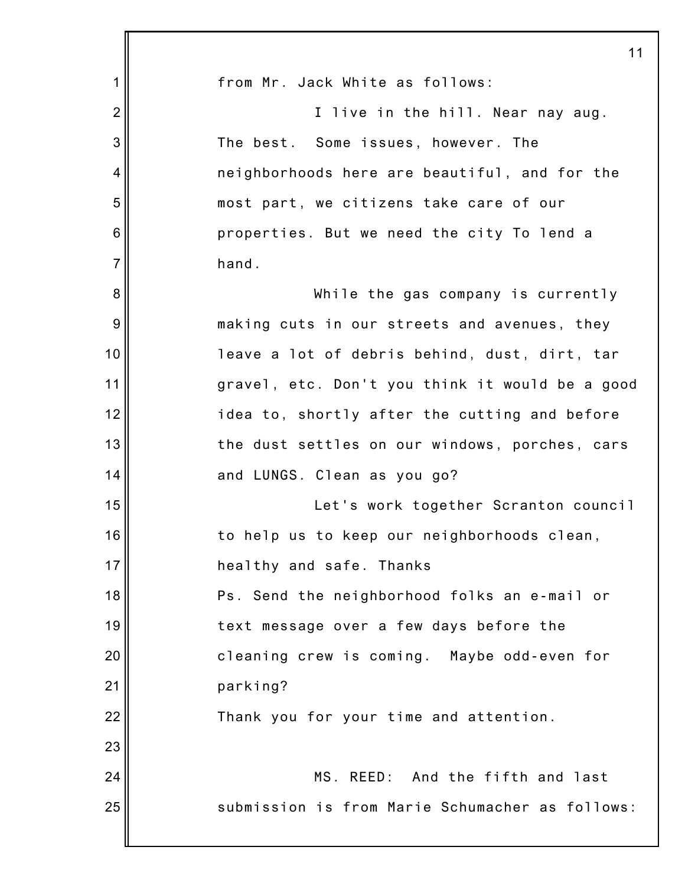from Mr. Jack White as follows:

I live in the hill. Near nay aug. The best. Some issues, however. The neighborhoods here are beautiful, and for the most part, we citizens take care of our properties. But we need the city To lend a hand.

While the gas company is currently making cuts in our streets and avenues, they leave a lot of debris behind, dust, dirt, tar gravel, etc. Don't you think it would be a good idea to, shortly after the cutting and before the dust settles on our windows, porches, cars and LUNGS. Clean as you go?

Let's work together Scranton council to help us to keep our neighborhoods clean, healthy and safe. Thanks

Ps. Send the neighborhood folks an e-mail or text message over a few days before the cleaning crew is coming. Maybe odd-even for parking?

Thank you for your time and attention.

MS. REED: And the fifth and last submission is from Marie Schumacher as follows: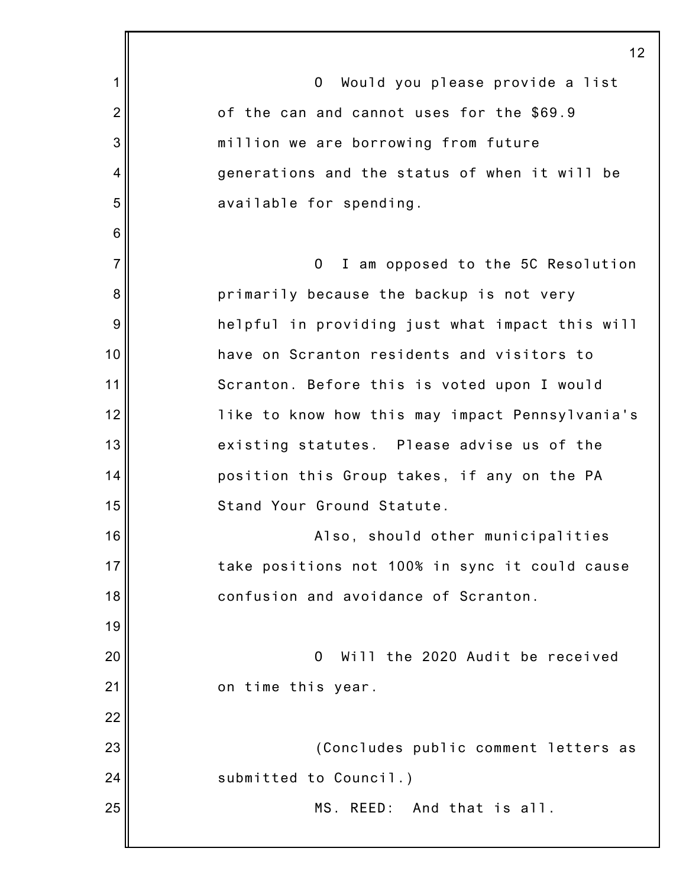O Would you please provide a list of the can and cannot uses for the $69.9 million we are borrowing from future generations and the status of when it will be available for spending.

O I am opposed to the 5C Resolution primarily because the backup is not very helpful in providing just what impact this will have on Scranton residents and visitors to Scranton. Before this is voted upon I would like to know how this may impact Pennsylvania's existing statutes. Please advise us of the position this Group takes, if any on the PA Stand Your Ground Statute.

Also, should other municipalities take positions not 100% in sync it could cause confusion and avoidance of Scranton.

O Will the 2020 Audit be received on time this year.

(Concludes public comment letters as submitted to Council.)

MS. REED: And that is all.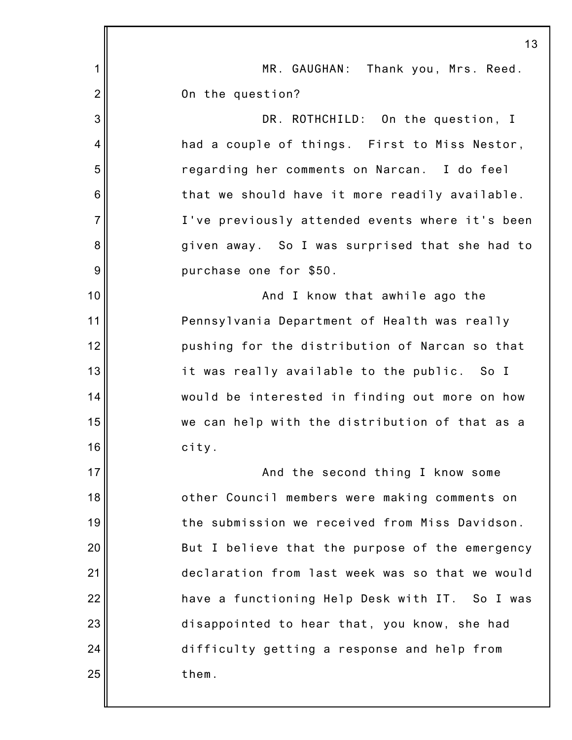MR. GAUGHAN: Thank you, Mrs. Reed. On the question?

DR. ROTHCHILD: On the question, I had a couple of things. First to Miss Nestor, regarding her comments on Narcan. I do feel that we should have it more readily available. I've previously attended events where it's been given away. So I was surprised that she had to purchase one for $50.

And I know that awhile ago the Pennsylvania Department of Health was really pushing for the distribution of Narcan so that it was really available to the public. So I would be interested in finding out more on how we can help with the distribution of that as a city.

And the second thing I know some other Council members were making comments on the submission we received from Miss Davidson. But I believe that the purpose of the emergency declaration from last week was so that we would have a functioning Help Desk with IT. So I was disappointed to hear that, you know, she had difficulty getting a response and help from them.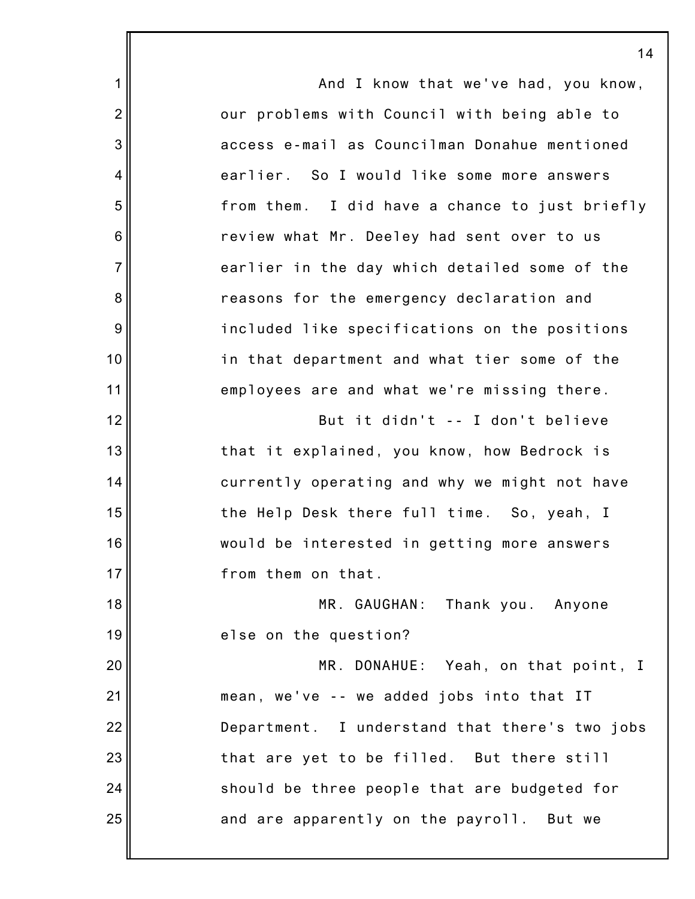And I know that we've had, you know, our problems with Council with being able to access e-mail as Councilman Donahue mentioned earlier. So I would like some more answers from them. I did have a chance to just briefly review what Mr. Deeley had sent over to us earlier in the day which detailed some of the reasons for the emergency declaration and included like specifications on the positions in that department and what tier some of the employees are and what we're missing there.

But it didn't -- I don't believe that it explained, you know, how Bedrock is currently operating and why we might not have the Help Desk there full time. So, yeah, I would be interested in getting more answers from them on that.

MR. GAUGHAN: Thank you. Anyone else on the question?

MR. DONAHUE: Yeah, on that point, I mean, we've -- we added jobs into that IT Department. I understand that there's two jobs that are yet to be filled. But there still should be three people that are budgeted for and are apparently on the payroll. But we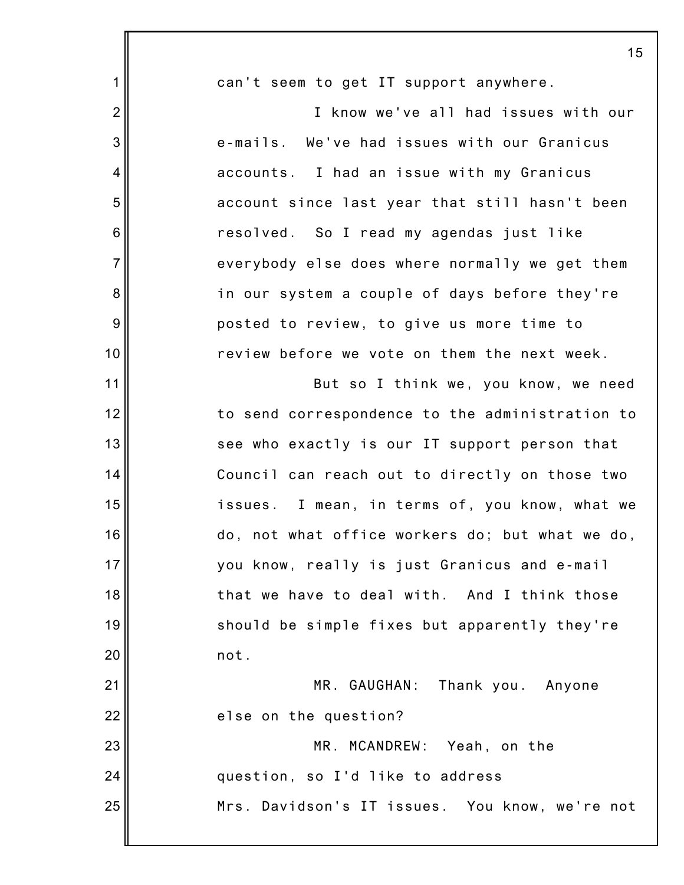can't seem to get IT support anywhere.

I know we've all had issues with our e-mails. We've had issues with our Granicus accounts. I had an issue with my Granicus account since last year that still hasn't been resolved. So I read my agendas just like everybody else does where normally we get them in our system a couple of days before they're posted to review, to give us more time to review before we vote on them the next week.

But so I think we, you know, we need to send correspondence to the administration to see who exactly is our IT support person that Council can reach out to directly on those two issues. I mean, in terms of, you know, what we do, not what office workers do; but what we do, you know, really is just Granicus and e-mail that we have to deal with. And I think those should be simple fixes but apparently they're not.

MR. GAUGHAN: Thank you. Anyone else on the question?

MR. MCANDREW: Yeah, on the question, so I'd like to address Mrs. Davidson's IT issues. You know, we're not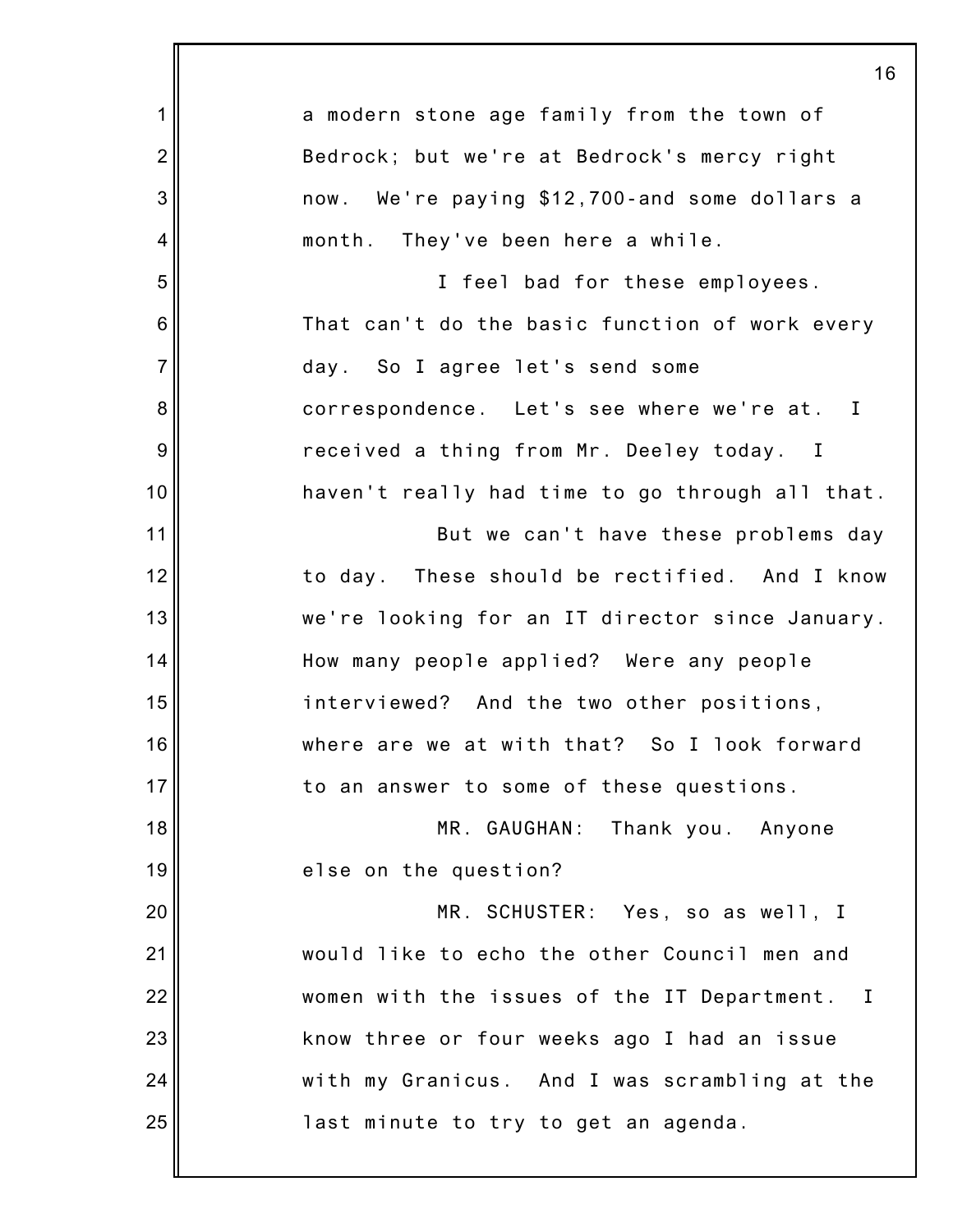a modern stone age family from the town of Bedrock; but we're at Bedrock's mercy right now. We're paying $12,700-and some dollars a month. They've been here a while.

I feel bad for these employees. That can't do the basic function of work every day. So I agree let's send some correspondence. Let's see where we're at. I received a thing from Mr. Deeley today. I haven't really had time to go through all that.

But we can't have these problems day to day. These should be rectified. And I know we're looking for an IT director since January. How many people applied? Were any people interviewed? And the two other positions, where are we at with that? So I look forward to an answer to some of these questions.

MR. GAUGHAN: Thank you. Anyone else on the question?

MR. SCHUSTER: Yes, so as well, I would like to echo the other Council men and women with the issues of the IT Department. I know three or four weeks ago I had an issue with my Granicus. And I was scrambling at the last minute to try to get an agenda.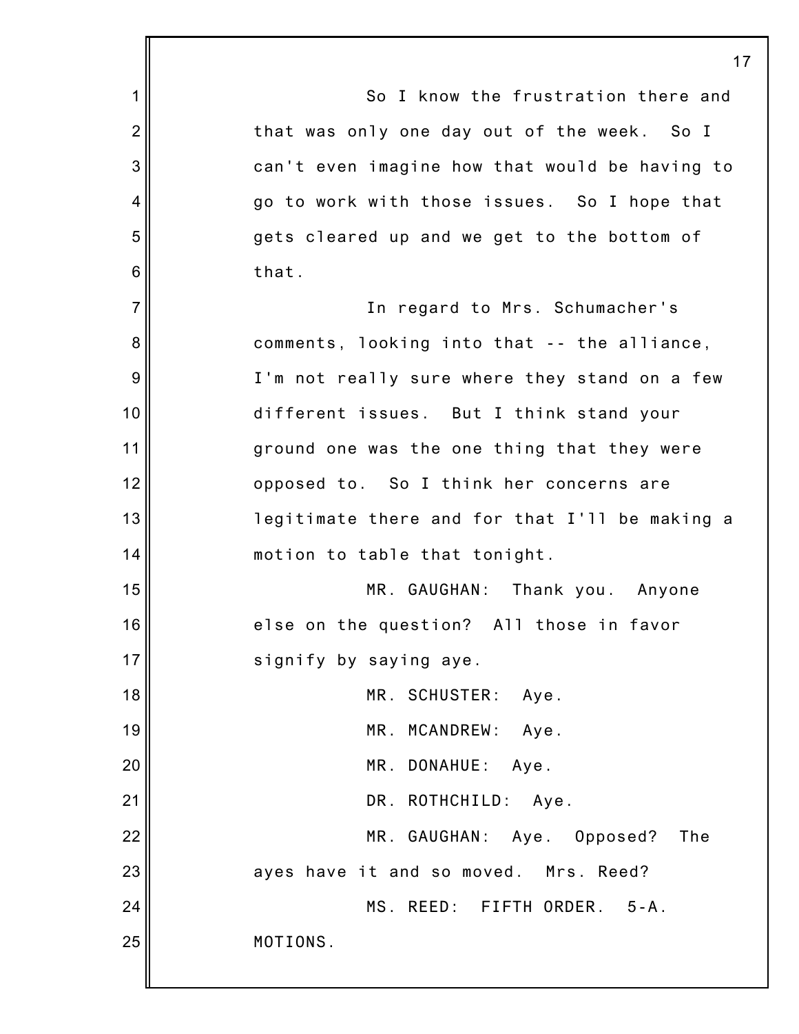So I know the frustration there and that was only one day out of the week. So I can't even imagine how that would be having to go to work with those issues. So I hope that gets cleared up and we get to the bottom of that.

In regard to Mrs. Schumacher's comments, looking into that -- the alliance, I'm not really sure where they stand on a few different issues. But I think stand your ground one was the one thing that they were opposed to. So I think her concerns are legitimate there and for that I'll be making a motion to table that tonight.

MR. GAUGHAN: Thank you. Anyone else on the question? All those in favor signify by saying aye.

MR. SCHUSTER: Aye.

MR. MCANDREW: Aye.

MR. DONAHUE: Aye.

DR. ROTHCHILD: Aye.

MR. GAUGHAN: Aye. Opposed? The ayes have it and so moved. Mrs. Reed?

MS. REED: FIFTH ORDER. 5-A. MOTIONS.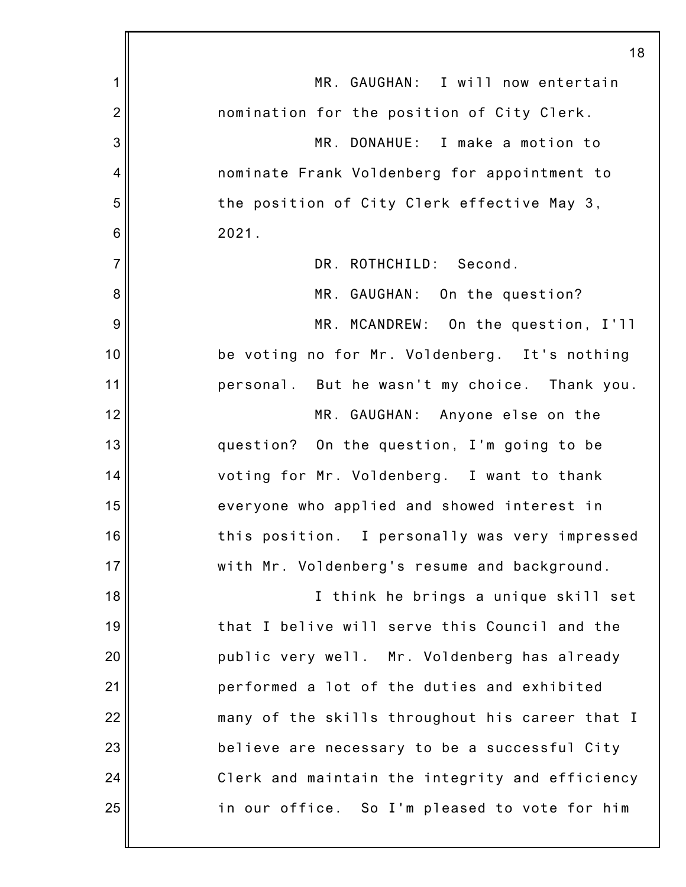MR. GAUGHAN: I will now entertain nomination for the position of City Clerk.

MR. DONAHUE: I make a motion to nominate Frank Voldenberg for appointment to the position of City Clerk effective May 3, 2021.

DR. ROTHCHILD: Second.

MR. GAUGHAN: On the question?

MR. MCANDREW: On the question, I'll be voting no for Mr. Voldenberg. It's nothing personal. But he wasn't my choice. Thank you.

MR. GAUGHAN: Anyone else on the question? On the question, I'm going to be voting for Mr. Voldenberg. I want to thank everyone who applied and showed interest in this position. I personally was very impressed with Mr. Voldenberg's resume and background.

I think he brings a unique skill set that I belive will serve this Council and the public very well. Mr. Voldenberg has already performed a lot of the duties and exhibited many of the skills throughout his career that I believe are necessary to be a successful City Clerk and maintain the integrity and efficiency in our office. So I'm pleased to vote for him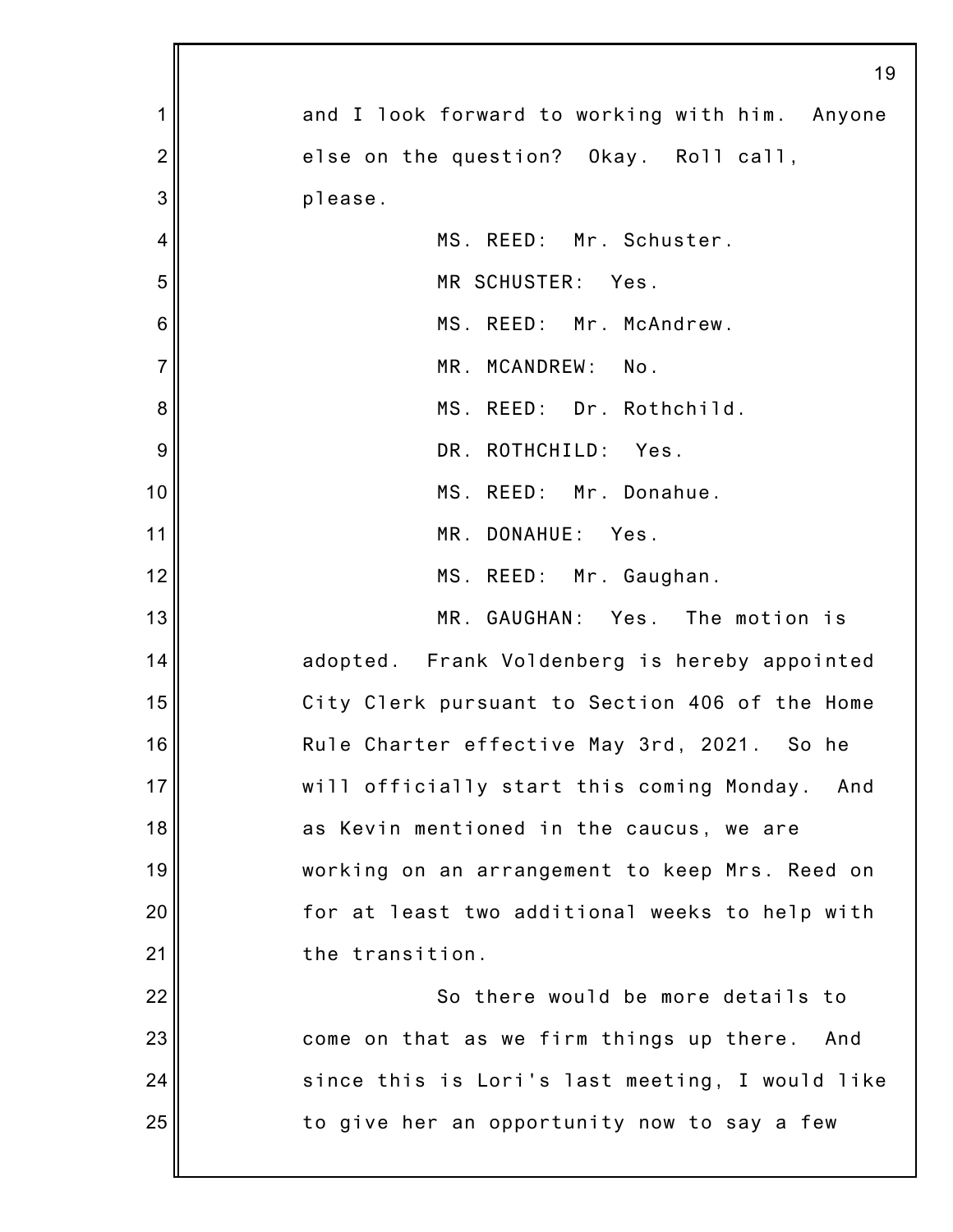and I look forward to working with him. Anyone else on the question? Okay. Roll call, please.

MS. REED: Mr. Schuster.

MR SCHUSTER: Yes.

MS. REED: Mr. McAndrew.

MR. MCANDREW: No.

MS. REED: Dr. Rothchild.

DR. ROTHCHILD: Yes.

MS. REED: Mr. Donahue.

MR. DONAHUE: Yes.

MS. REED: Mr. Gaughan.

MR. GAUGHAN: Yes. The motion is adopted. Frank Voldenberg is hereby appointed City Clerk pursuant to Section 406 of the Home Rule Charter effective May 3rd, 2021. So he will officially start this coming Monday. And as Kevin mentioned in the caucus, we are working on an arrangement to keep Mrs. Reed on for at least two additional weeks to help with the transition.

So there would be more details to come on that as we firm things up there. And since this is Lori's last meeting, I would like to give her an opportunity now to say a few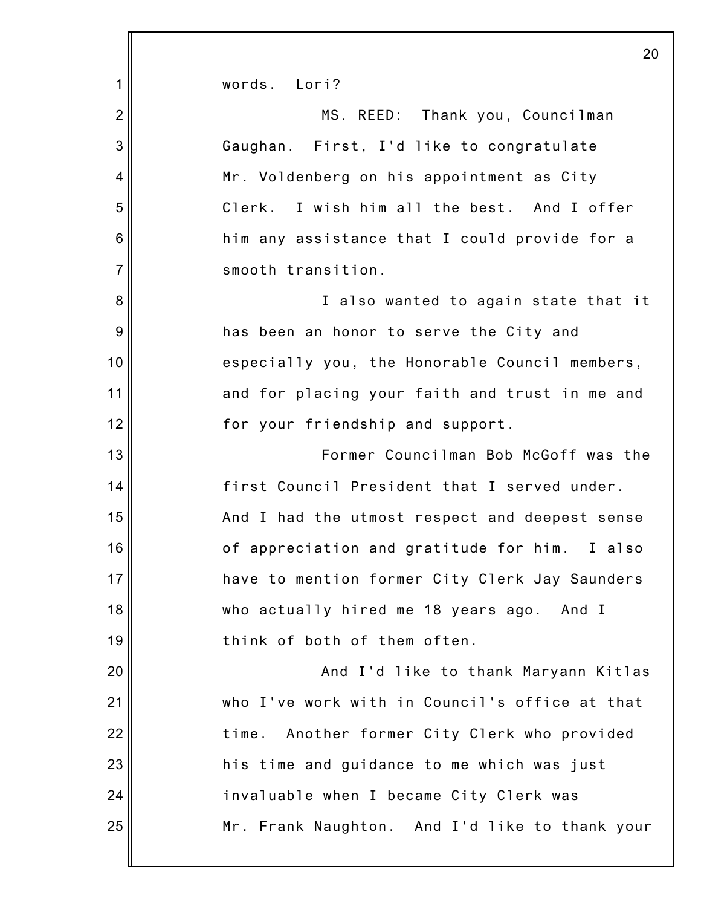words. Lori?

MS. REED: Thank you, Councilman Gaughan. First, I'd like to congratulate Mr. Voldenberg on his appointment as City Clerk. I wish him all the best. And I offer him any assistance that I could provide for a smooth transition.

I also wanted to again state that it has been an honor to serve the City and especially you, the Honorable Council members, and for placing your faith and trust in me and for your friendship and support.

Former Councilman Bob McGoff was the first Council President that I served under. And I had the utmost respect and deepest sense of appreciation and gratitude for him. I also have to mention former City Clerk Jay Saunders who actually hired me 18 years ago. And I think of both of them often.

And I'd like to thank Maryann Kitlas who I've work with in Council's office at that time. Another former City Clerk who provided his time and guidance to me which was just invaluable when I became City Clerk was Mr. Frank Naughton. And I'd like to thank your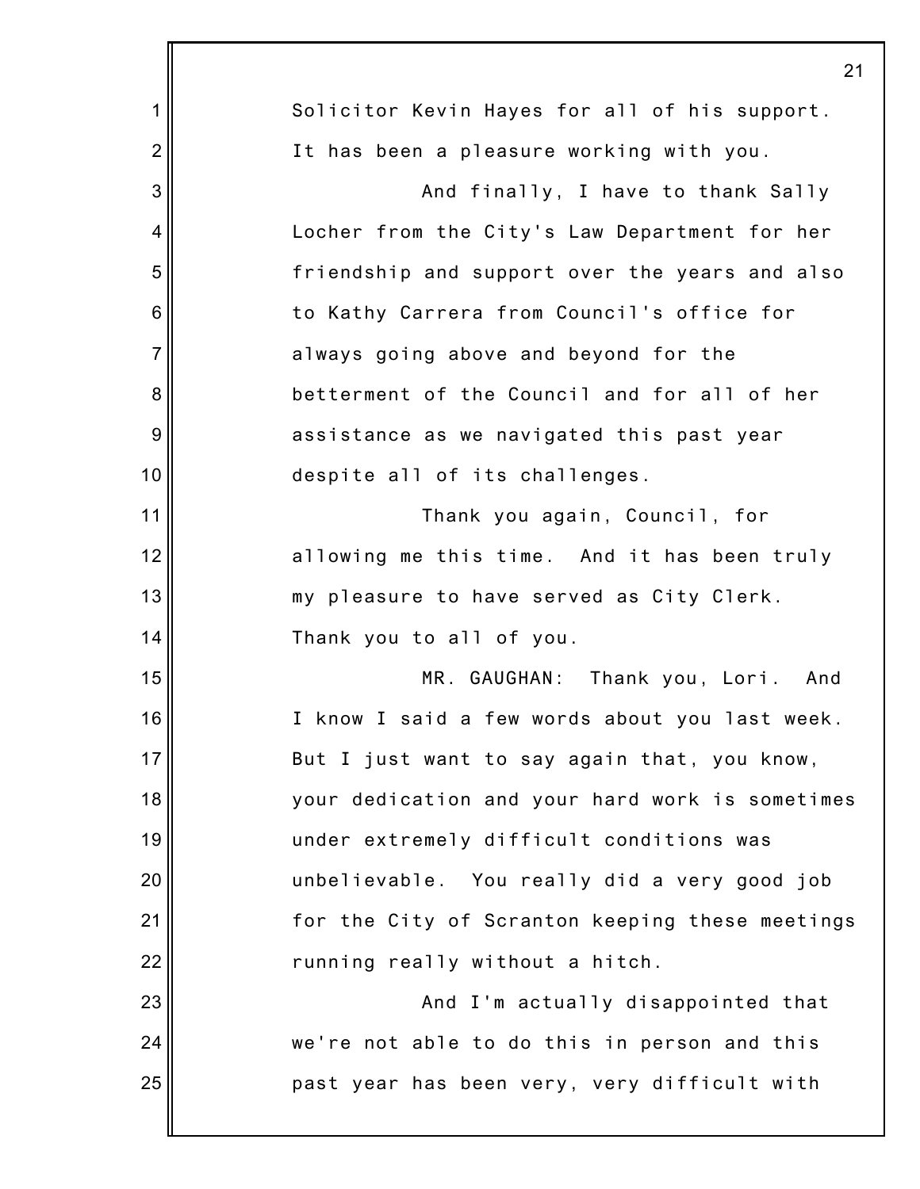Solicitor Kevin Hayes for all of his support. It has been a pleasure working with you.

And finally, I have to thank Sally Locher from the City's Law Department for her friendship and support over the years and also to Kathy Carrera from Council's office for always going above and beyond for the betterment of the Council and for all of her assistance as we navigated this past year despite all of its challenges.

Thank you again, Council, for allowing me this time. And it has been truly my pleasure to have served as City Clerk. Thank you to all of you.

MR. GAUGHAN: Thank you, Lori. And I know I said a few words about you last week. But I just want to say again that, you know, your dedication and your hard work is sometimes under extremely difficult conditions was unbelievable. You really did a very good job for the City of Scranton keeping these meetings running really without a hitch.

And I'm actually disappointed that we're not able to do this in person and this past year has been very, very difficult with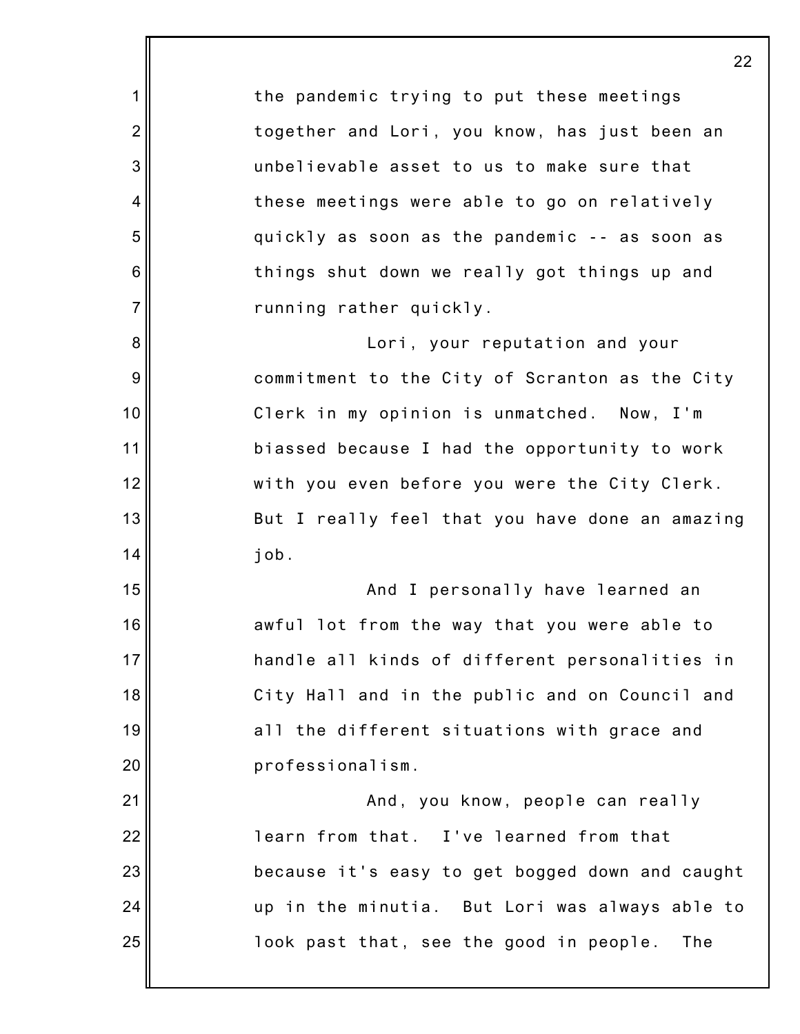the pandemic trying to put these meetings together and Lori, you know, has just been an unbelievable asset to us to make sure that these meetings were able to go on relatively quickly as soon as the pandemic -- as soon as things shut down we really got things up and running rather quickly.

Lori, your reputation and your commitment to the City of Scranton as the City Clerk in my opinion is unmatched. Now, I'm biassed because I had the opportunity to work with you even before you were the City Clerk. But I really feel that you have done an amazing job.

And I personally have learned an awful lot from the way that you were able to handle all kinds of different personalities in City Hall and in the public and on Council and all the different situations with grace and professionalism.

And, you know, people can really learn from that. I've learned from that because it's easy to get bogged down and caught up in the minutia. But Lori was always able to look past that, see the good in people. The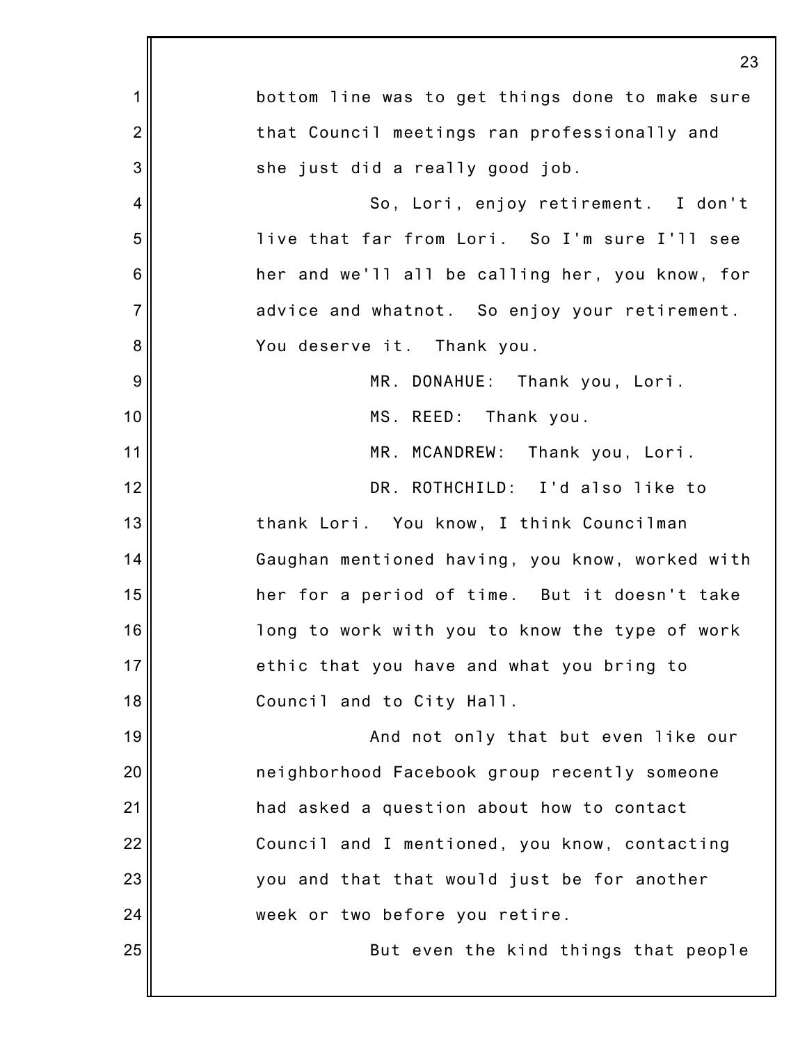bottom line was to get things done to make sure that Council meetings ran professionally and she just did a really good job.

So, Lori, enjoy retirement. I don't live that far from Lori. So I'm sure I'll see her and we'll all be calling her, you know, for advice and whatnot. So enjoy your retirement. You deserve it. Thank you.

MR. DONAHUE: Thank you, Lori.

MS. REED: Thank you.

MR. MCANDREW: Thank you, Lori.

DR. ROTHCHILD: I'd also like to thank Lori. You know, I think Councilman Gaughan mentioned having, you know, worked with her for a period of time. But it doesn't take long to work with you to know the type of work ethic that you have and what you bring to Council and to City Hall.

And not only that but even like our neighborhood Facebook group recently someone had asked a question about how to contact Council and I mentioned, you know, contacting you and that that would just be for another week or two before you retire.

But even the kind things that people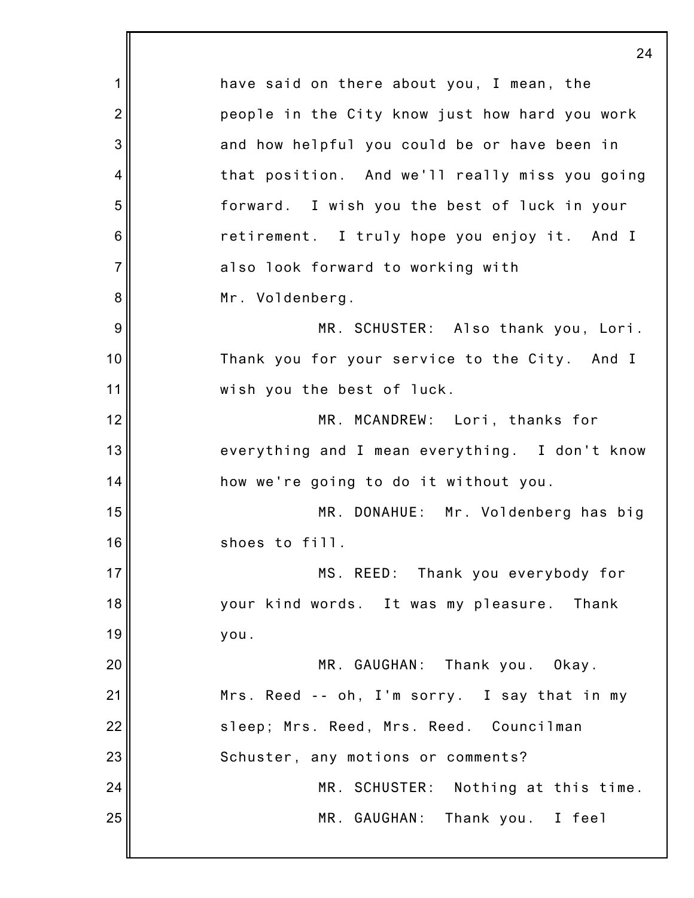have said on there about you, I mean, the people in the City know just how hard you work and how helpful you could be or have been in that position. And we'll really miss you going forward. I wish you the best of luck in your retirement. I truly hope you enjoy it. And I also look forward to working with Mr. Voldenberg.

MR. SCHUSTER: Also thank you, Lori. Thank you for your service to the City. And I wish you the best of luck.

MR. MCANDREW: Lori, thanks for everything and I mean everything. I don't know how we're going to do it without you.

MR. DONAHUE: Mr. Voldenberg has big shoes to fill.

MS. REED: Thank you everybody for your kind words. It was my pleasure. Thank you.

MR. GAUGHAN: Thank you. Okay. Mrs. Reed -- oh, I'm sorry. I say that in my sleep; Mrs. Reed, Mrs. Reed. Councilman Schuster, any motions or comments?

MR. SCHUSTER: Nothing at this time.

MR. GAUGHAN: Thank you. I feel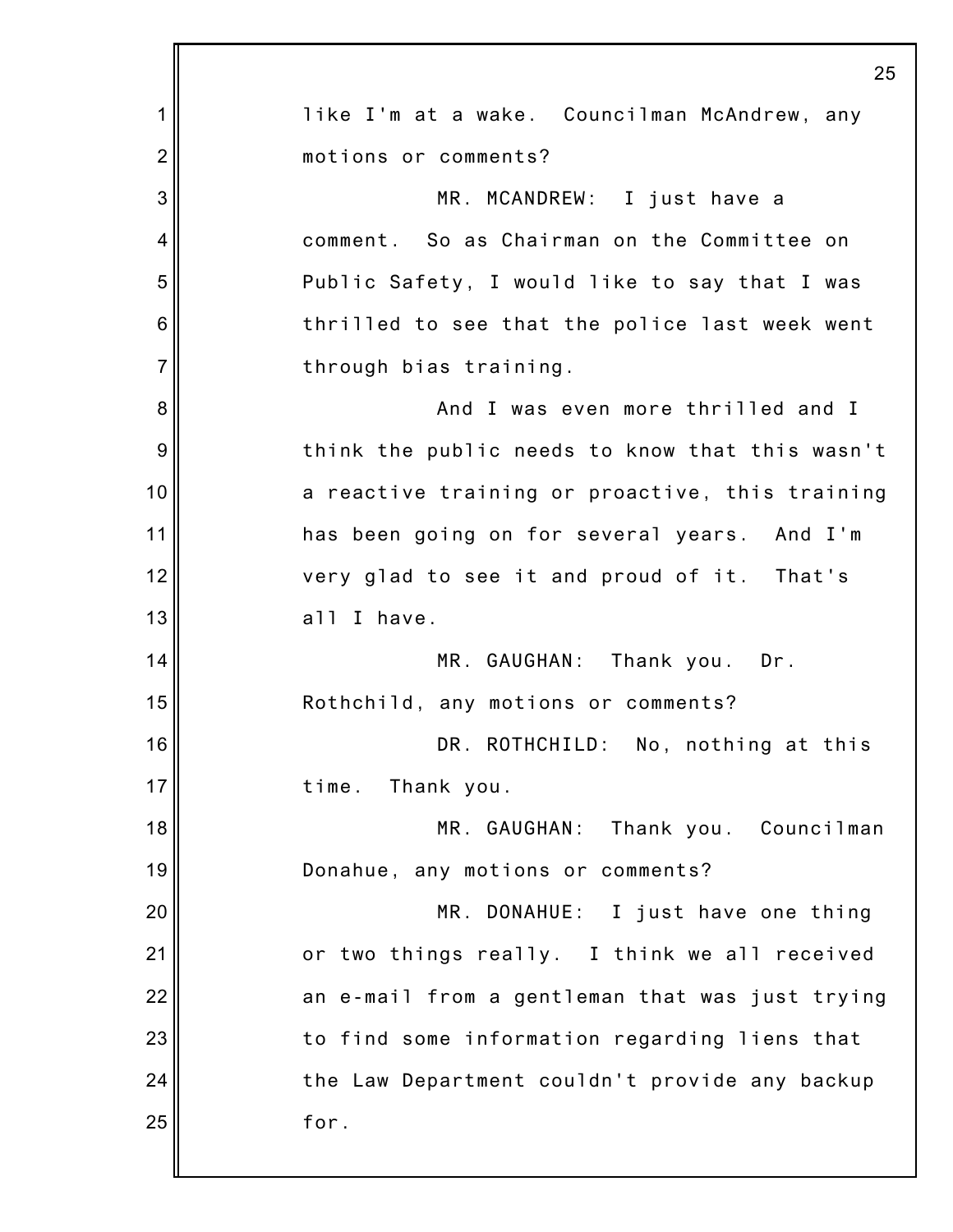like I'm at a wake. Councilman McAndrew, any motions or comments?

MR. MCANDREW: I just have a comment. So as Chairman on the Committee on Public Safety, I would like to say that I was thrilled to see that the police last week went through bias training.

And I was even more thrilled and I think the public needs to know that this wasn't a reactive training or proactive, this training has been going on for several years. And I'm very glad to see it and proud of it. That's all I have.

MR. GAUGHAN: Thank you. Dr. Rothchild, any motions or comments?

DR. ROTHCHILD: No, nothing at this time. Thank you.

MR. GAUGHAN: Thank you. Councilman Donahue, any motions or comments?

MR. DONAHUE: I just have one thing or two things really. I think we all received an e-mail from a gentleman that was just trying to find some information regarding liens that the Law Department couldn't provide any backup for.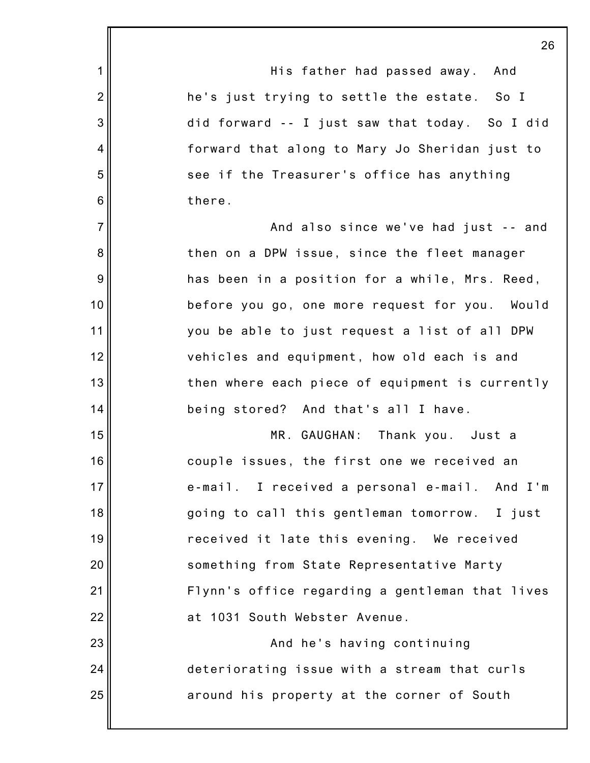His father had passed away. And he's just trying to settle the estate. So I did forward -- I just saw that today. So I did forward that along to Mary Jo Sheridan just to see if the Treasurer's office has anything there.

And also since we've had just -- and then on a DPW issue, since the fleet manager has been in a position for a while, Mrs. Reed, before you go, one more request for you. Would you be able to just request a list of all DPW vehicles and equipment, how old each is and then where each piece of equipment is currently being stored? And that's all I have.

MR. GAUGHAN: Thank you. Just a couple issues, the first one we received an e-mail. I received a personal e-mail. And I'm going to call this gentleman tomorrow. I just received it late this evening. We received something from State Representative Marty Flynn's office regarding a gentleman that lives at 1031 South Webster Avenue.

And he's having continuing deteriorating issue with a stream that curls around his property at the corner of South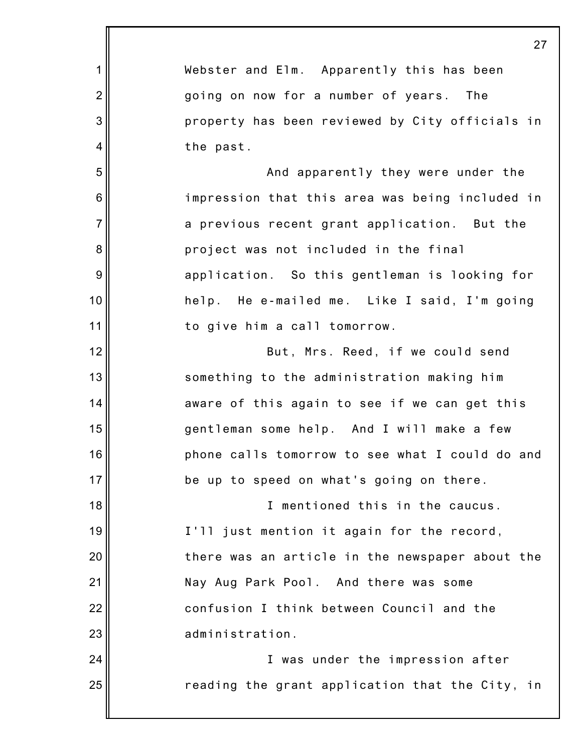Webster and Elm. Apparently this has been going on now for a number of years. The property has been reviewed by City officials in the past.

And apparently they were under the impression that this area was being included in a previous recent grant application. But the project was not included in the final application. So this gentleman is looking for help. He e-mailed me. Like I said, I'm going to give him a call tomorrow.

But, Mrs. Reed, if we could send something to the administration making him aware of this again to see if we can get this gentleman some help. And I will make a few phone calls tomorrow to see what I could do and be up to speed on what's going on there.

I mentioned this in the caucus. I'll just mention it again for the record, there was an article in the newspaper about the Nay Aug Park Pool. And there was some confusion I think between Council and the administration.

I was under the impression after reading the grant application that the City, in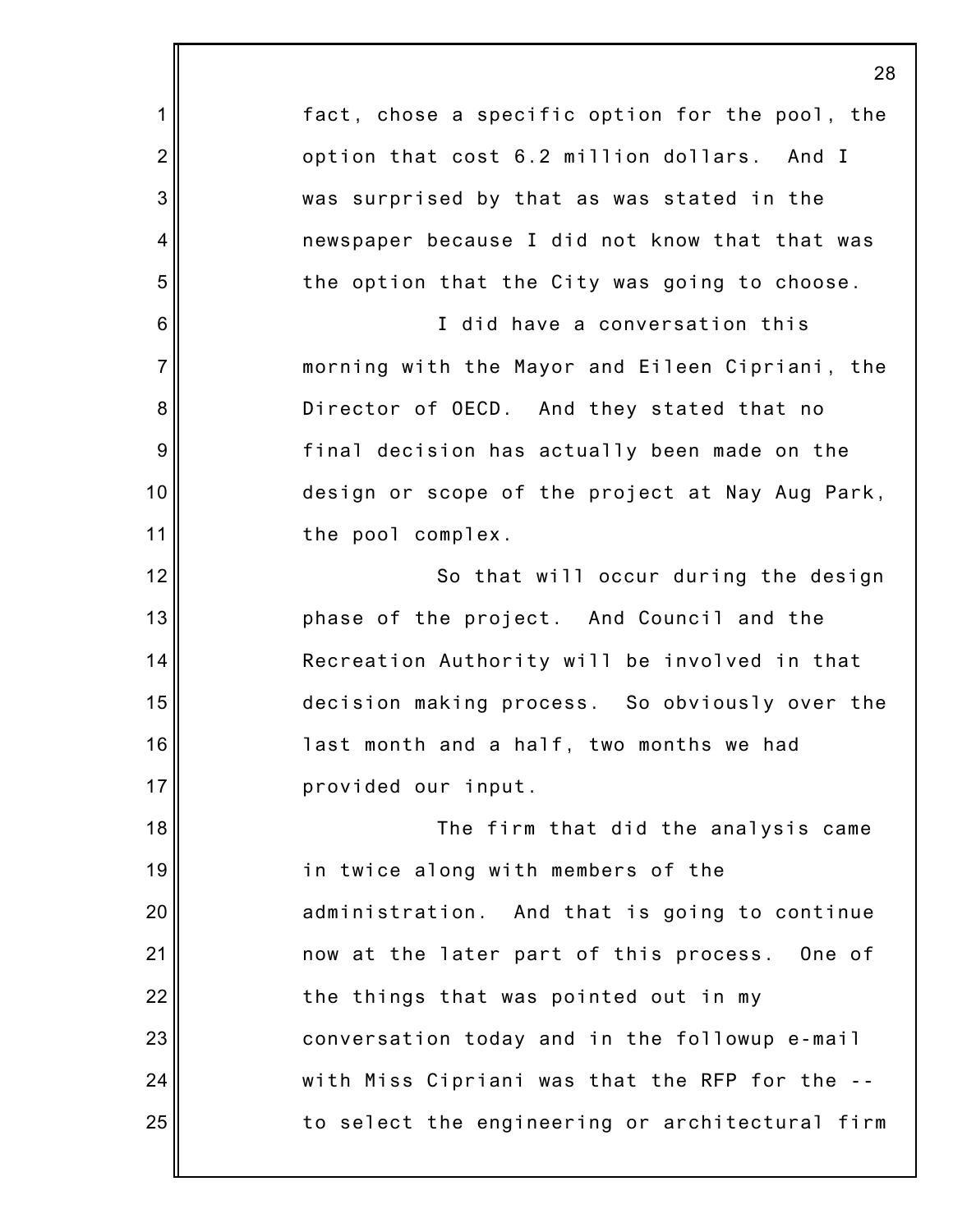fact, chose a specific option for the pool, the option that cost 6.2 million dollars. And I was surprised by that as was stated in the newspaper because I did not know that that was the option that the City was going to choose.

I did have a conversation this morning with the Mayor and Eileen Cipriani, the Director of OECD. And they stated that no final decision has actually been made on the design or scope of the project at Nay Aug Park, the pool complex.

So that will occur during the design phase of the project. And Council and the Recreation Authority will be involved in that decision making process. So obviously over the last month and a half, two months we had provided our input.

The firm that did the analysis came in twice along with members of the administration. And that is going to continue now at the later part of this process. One of the things that was pointed out in my conversation today and in the followup e-mail with Miss Cipriani was that the RFP for the -- to select the engineering or architectural firm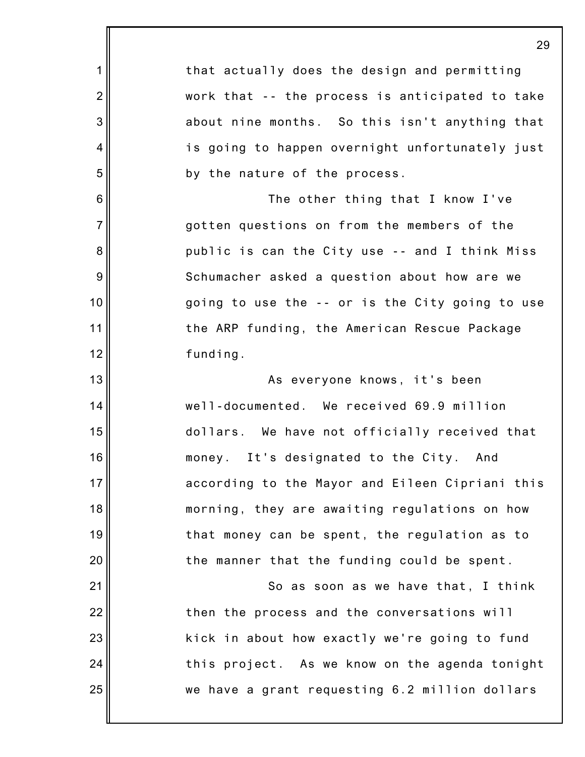that actually does the design and permitting work that -- the process is anticipated to take about nine months. So this isn't anything that is going to happen overnight unfortunately just by the nature of the process.

The other thing that I know I've gotten questions on from the members of the public is can the City use -- and I think Miss Schumacher asked a question about how are we going to use the -- or is the City going to use the ARP funding, the American Rescue Package funding.

As everyone knows, it's been well-documented. We received 69.9 million dollars. We have not officially received that money. It's designated to the City. And according to the Mayor and Eileen Cipriani this morning, they are awaiting regulations on how that money can be spent, the regulation as to the manner that the funding could be spent.

So as soon as we have that, I think then the process and the conversations will kick in about how exactly we're going to fund this project. As we know on the agenda tonight we have a grant requesting 6.2 million dollars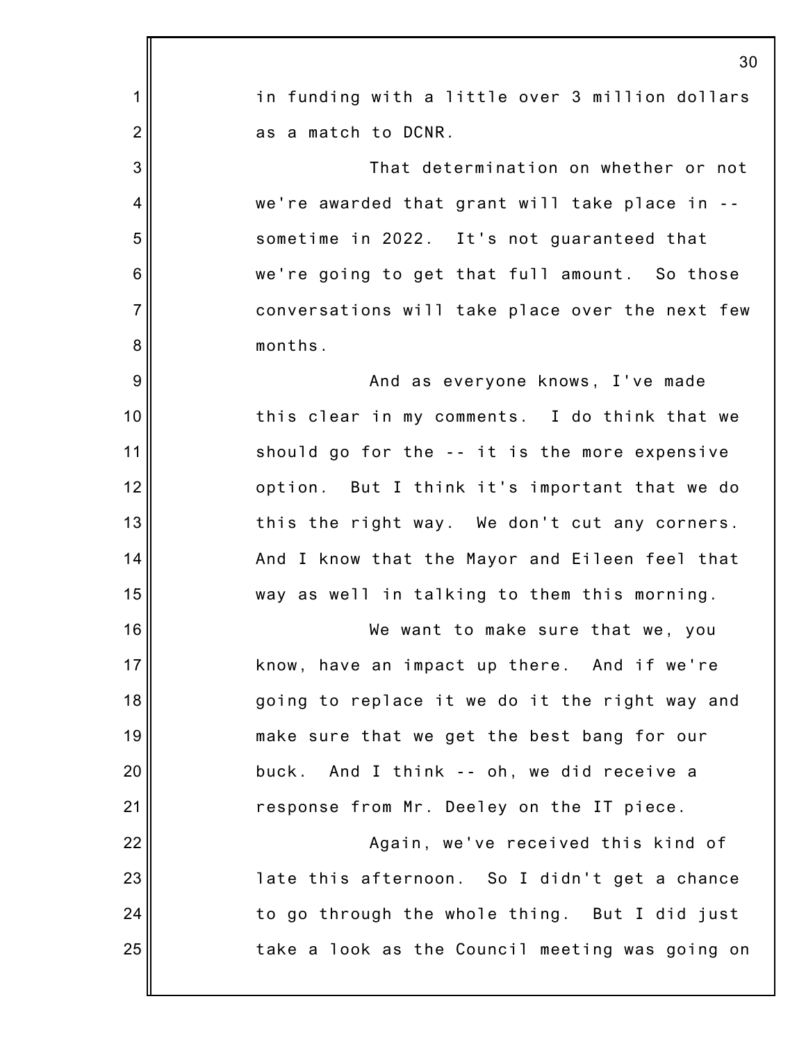in funding with a little over 3 million dollars as a match to DCNR.

That determination on whether or not we're awarded that grant will take place in -- sometime in 2022. It's not guaranteed that we're going to get that full amount. So those conversations will take place over the next few months.

And as everyone knows, I've made this clear in my comments. I do think that we should go for the -- it is the more expensive option. But I think it's important that we do this the right way. We don't cut any corners. And I know that the Mayor and Eileen feel that way as well in talking to them this morning.

We want to make sure that we, you know, have an impact up there. And if we're going to replace it we do it the right way and make sure that we get the best bang for our buck. And I think -- oh, we did receive a response from Mr. Deeley on the IT piece.

Again, we've received this kind of late this afternoon. So I didn't get a chance to go through the whole thing. But I did just take a look as the Council meeting was going on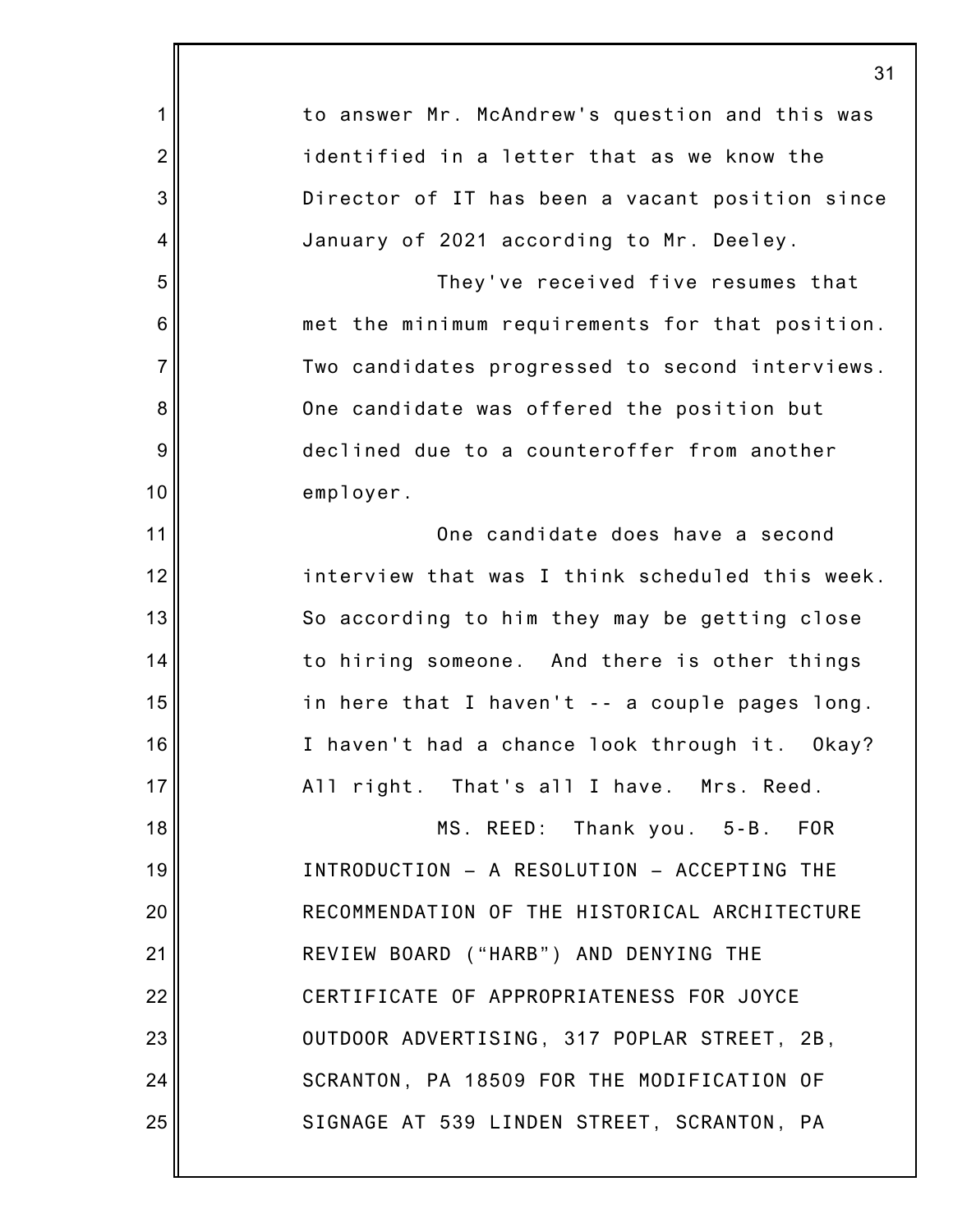to answer Mr. McAndrew's question and this was identified in a letter that as we know the Director of IT has been a vacant position since January of 2021 according to Mr. Deeley.

They've received five resumes that met the minimum requirements for that position. Two candidates progressed to second interviews. One candidate was offered the position but declined due to a counteroffer from another employer.

One candidate does have a second interview that was I think scheduled this week. So according to him they may be getting close to hiring someone. And there is other things in here that I haven't -- a couple pages long. I haven't had a chance look through it. Okay? All right. That's all I have. Mrs. Reed.

MS. REED: Thank you. 5-B. FOR INTRODUCTION – A RESOLUTION – ACCEPTING THE RECOMMENDATION OF THE HISTORICAL ARCHITECTURE REVIEW BOARD ("HARB") AND DENYING THE CERTIFICATE OF APPROPRIATENESS FOR JOYCE OUTDOOR ADVERTISING, 317 POPLAR STREET, 2B, SCRANTON, PA 18509 FOR THE MODIFICATION OF SIGNAGE AT 539 LINDEN STREET, SCRANTON, PA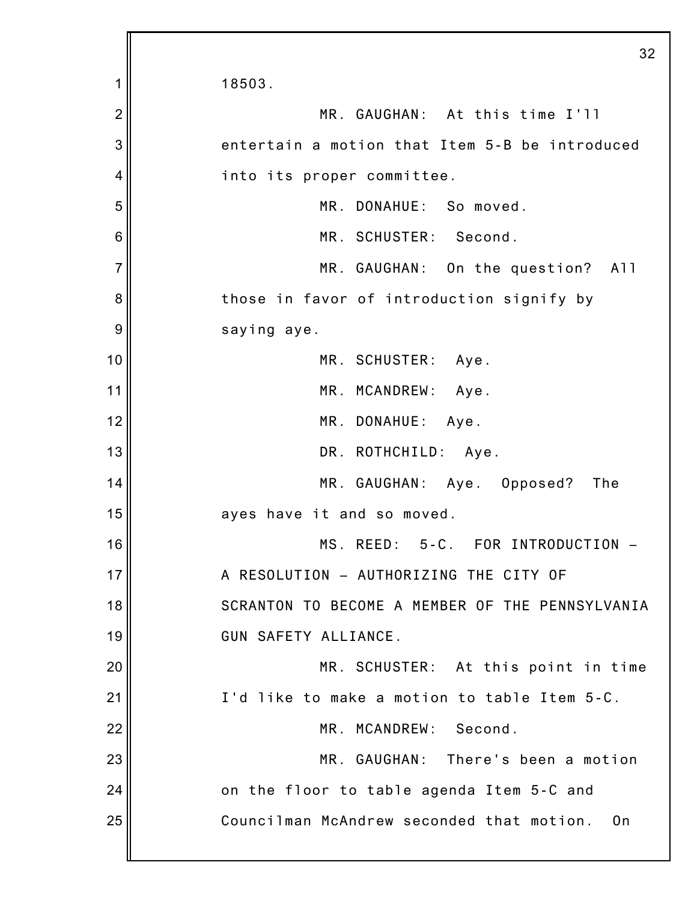18503.

MR. GAUGHAN: At this time I'll entertain a motion that Item 5-B be introduced into its proper committee.

MR. DONAHUE: So moved.

MR. SCHUSTER: Second.

MR. GAUGHAN: On the question? All those in favor of introduction signify by saying aye.

MR. SCHUSTER: Aye.

MR. MCANDREW: Aye.

MR. DONAHUE: Aye.

DR. ROTHCHILD: Aye.

MR. GAUGHAN: Aye. Opposed? The ayes have it and so moved.

MS. REED: 5-C. FOR INTRODUCTION – A RESOLUTION – AUTHORIZING THE CITY OF SCRANTON TO BECOME A MEMBER OF THE PENNSYLVANIA GUN SAFETY ALLIANCE.

MR. SCHUSTER: At this point in time I'd like to make a motion to table Item 5-C.

MR. MCANDREW: Second.

MR. GAUGHAN: There's been a motion on the floor to table agenda Item 5-C and Councilman McAndrew seconded that motion. On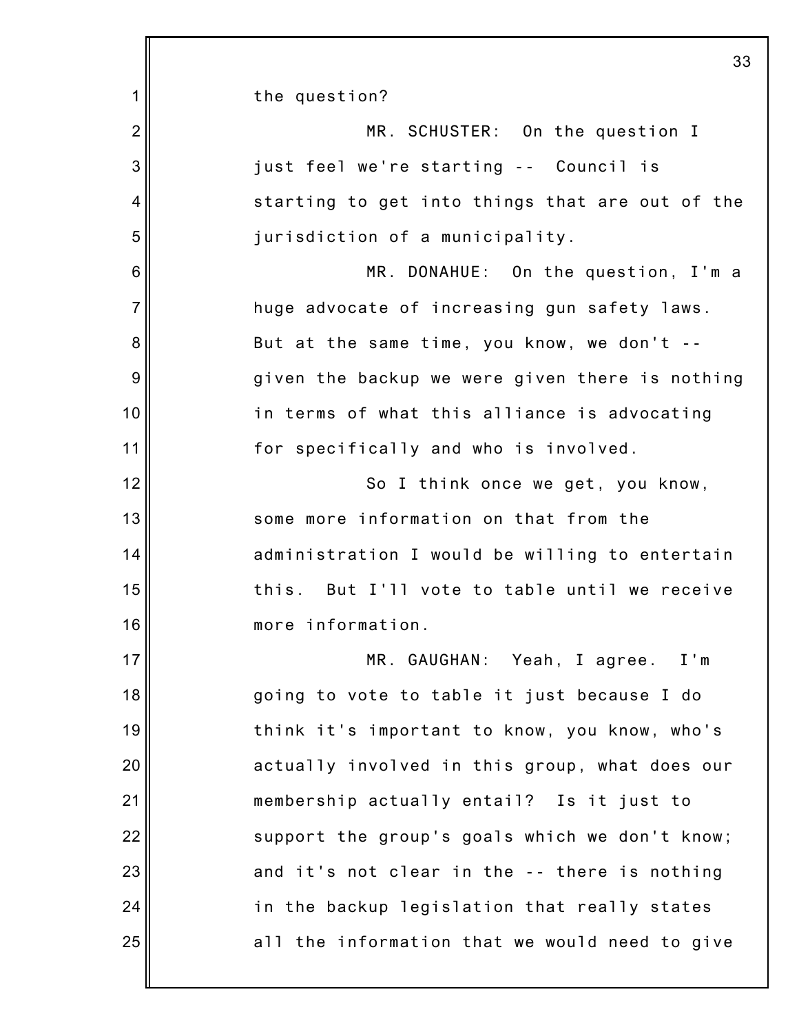the question?

MR. SCHUSTER: On the question I just feel we're starting -- Council is starting to get into things that are out of the jurisdiction of a municipality.

MR. DONAHUE: On the question, I'm a huge advocate of increasing gun safety laws. But at the same time, you know, we don't -- given the backup we were given there is nothing in terms of what this alliance is advocating for specifically and who is involved.

So I think once we get, you know, some more information on that from the administration I would be willing to entertain this. But I'll vote to table until we receive more information.

MR. GAUGHAN: Yeah, I agree. I'm going to vote to table it just because I do think it's important to know, you know, who's actually involved in this group, what does our membership actually entail? Is it just to support the group's goals which we don't know; and it's not clear in the -- there is nothing in the backup legislation that really states all the information that we would need to give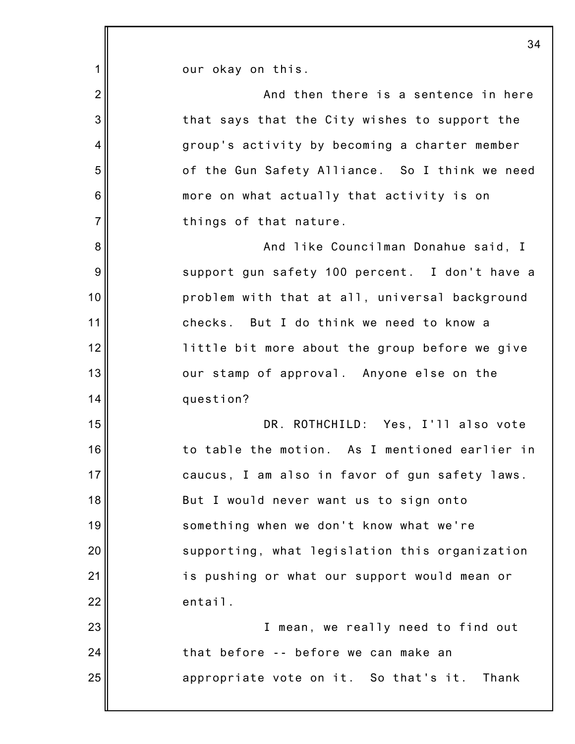our okay on this.

And then there is a sentence in here that says that the City wishes to support the group's activity by becoming a charter member of the Gun Safety Alliance. So I think we need more on what actually that activity is on things of that nature.

And like Councilman Donahue said, I support gun safety 100 percent. I don't have a problem with that at all, universal background checks. But I do think we need to know a little bit more about the group before we give our stamp of approval. Anyone else on the question?

DR. ROTHCHILD: Yes, I'll also vote to table the motion. As I mentioned earlier in caucus, I am also in favor of gun safety laws. But I would never want us to sign onto something when we don't know what we're supporting, what legislation this organization is pushing or what our support would mean or entail.

I mean, we really need to find out that before -- before we can make an appropriate vote on it. So that's it. Thank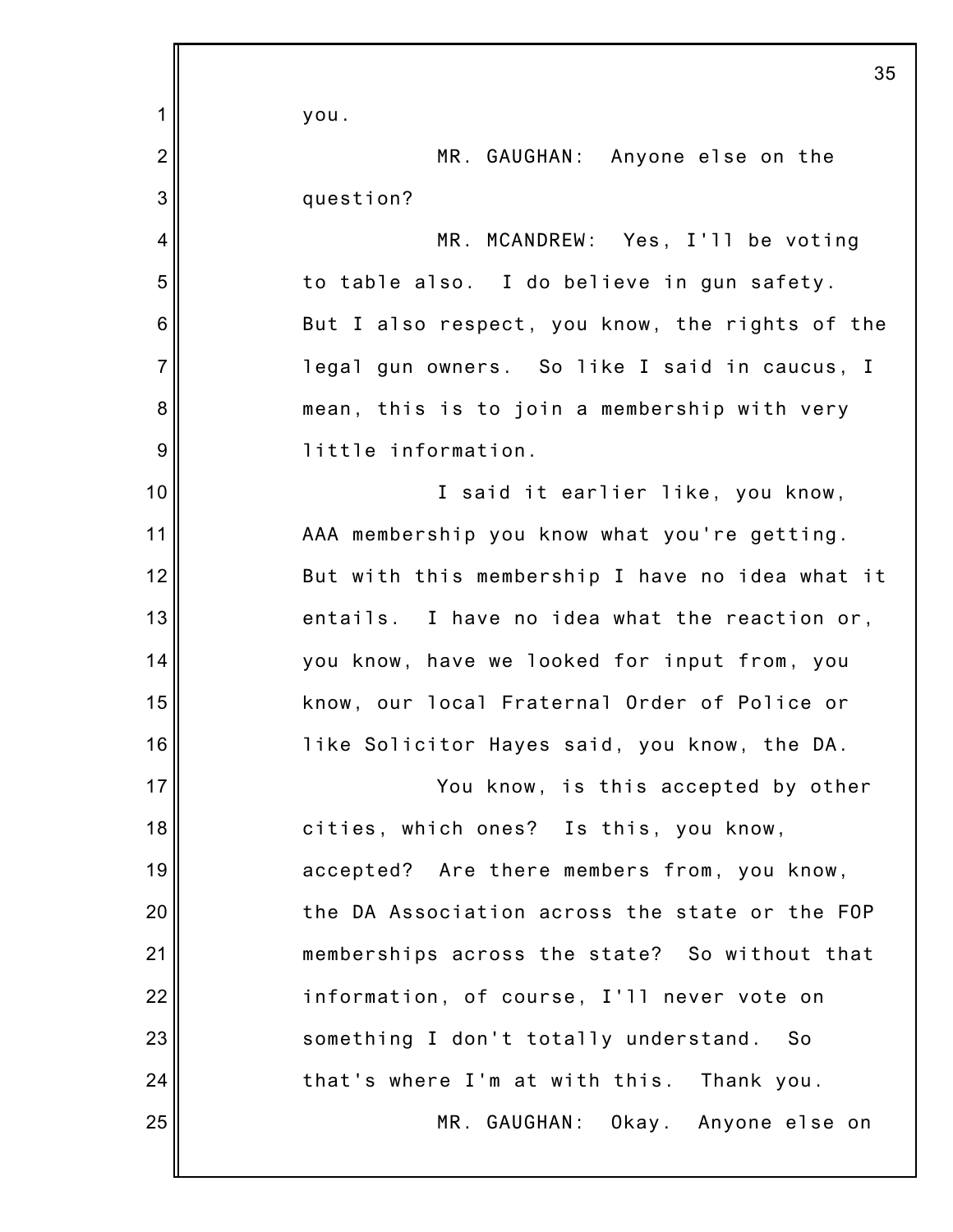you.

MR. GAUGHAN: Anyone else on the question?

MR. MCANDREW: Yes, I'll be voting to table also. I do believe in gun safety. But I also respect, you know, the rights of the legal gun owners. So like I said in caucus, I mean, this is to join a membership with very little information.

I said it earlier like, you know, AAA membership you know what you're getting. But with this membership I have no idea what it entails. I have no idea what the reaction or, you know, have we looked for input from, you know, our local Fraternal Order of Police or like Solicitor Hayes said, you know, the DA.

You know, is this accepted by other cities, which ones? Is this, you know, accepted? Are there members from, you know, the DA Association across the state or the FOP memberships across the state? So without that information, of course, I'll never vote on something I don't totally understand. So that's where I'm at with this. Thank you.

MR. GAUGHAN: Okay. Anyone else on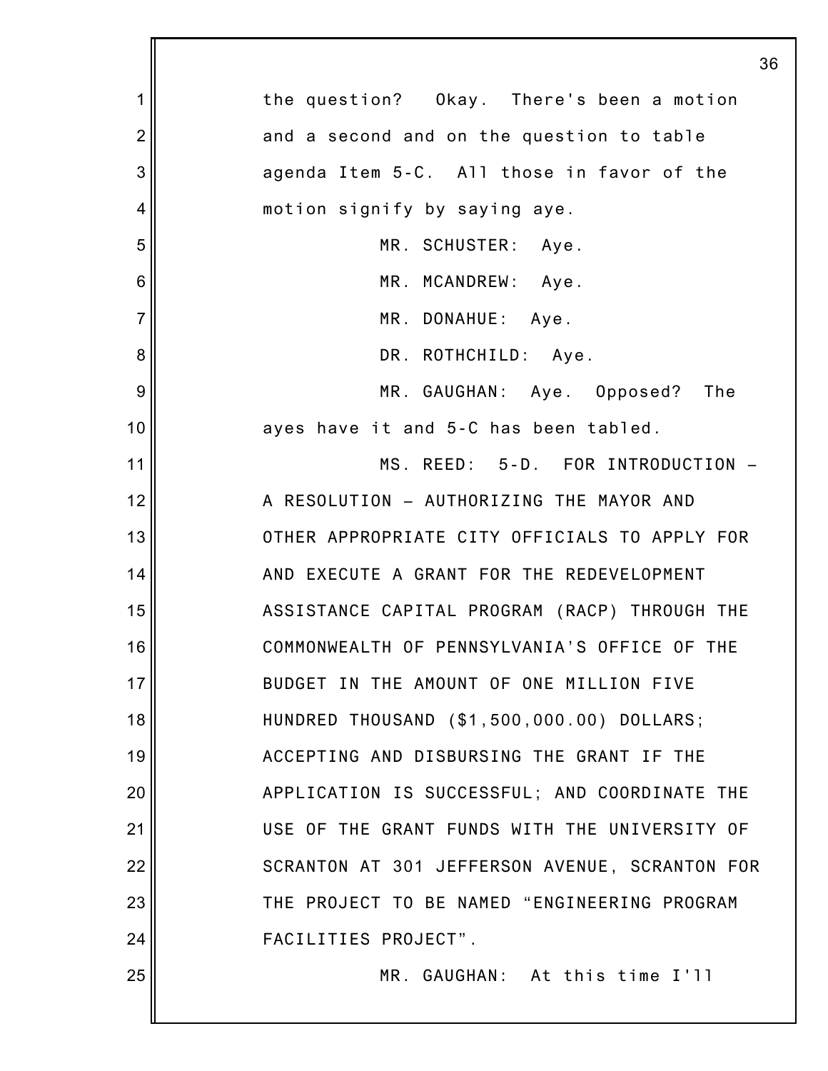the question? Okay. There's been a motion and a second and on the question to table agenda Item 5-C. All those in favor of the motion signify by saying aye.

MR. SCHUSTER: Aye.

MR. MCANDREW: Aye.

MR. DONAHUE: Aye.

DR. ROTHCHILD: Aye.

MR. GAUGHAN: Aye. Opposed? The ayes have it and 5-C has been tabled.

MS. REED: 5-D. FOR INTRODUCTION – A RESOLUTION – AUTHORIZING THE MAYOR AND OTHER APPROPRIATE CITY OFFICIALS TO APPLY FOR AND EXECUTE A GRANT FOR THE REDEVELOPMENT ASSISTANCE CAPITAL PROGRAM (RACP) THROUGH THE COMMONWEALTH OF PENNSYLVANIA'S OFFICE OF THE BUDGET IN THE AMOUNT OF ONE MILLION FIVE HUNDRED THOUSAND ($1,500,000.00) DOLLARS; ACCEPTING AND DISBURSING THE GRANT IF THE APPLICATION IS SUCCESSFUL; AND COORDINATE THE USE OF THE GRANT FUNDS WITH THE UNIVERSITY OF SCRANTON AT 301 JEFFERSON AVENUE, SCRANTON FOR THE PROJECT TO BE NAMED "ENGINEERING PROGRAM FACILITIES PROJECT".

MR. GAUGHAN: At this time I'll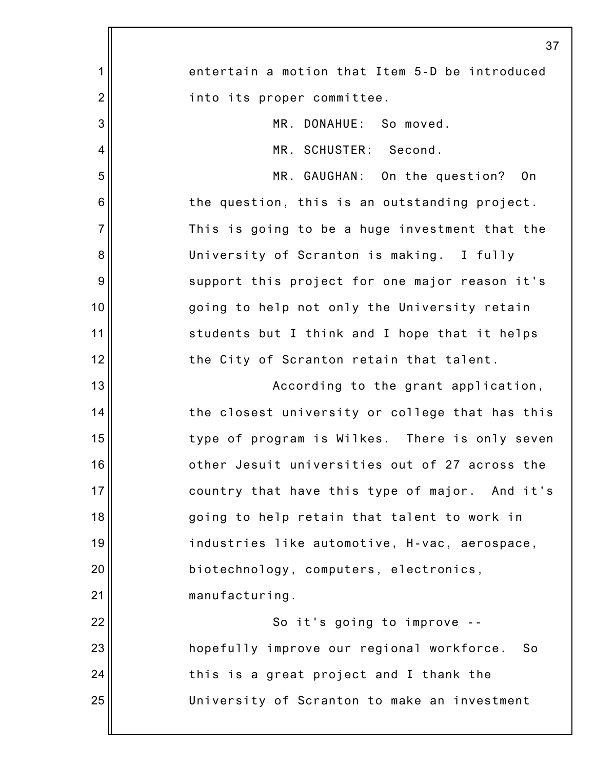entertain a motion that Item 5-D be introduced into its proper committee.

MR. DONAHUE: So moved.

MR. SCHUSTER: Second.

MR. GAUGHAN: On the question? On the question, this is an outstanding project. This is going to be a huge investment that the University of Scranton is making. I fully support this project for one major reason it's going to help not only the University retain students but I think and I hope that it helps the City of Scranton retain that talent.

According to the grant application, the closest university or college that has this type of program is Wilkes. There is only seven other Jesuit universities out of 27 across the country that have this type of major. And it's going to help retain that talent to work in industries like automotive, H-vac, aerospace, biotechnology, computers, electronics, manufacturing.

So it's going to improve -- hopefully improve our regional workforce. So this is a great project and I thank the University of Scranton to make an investment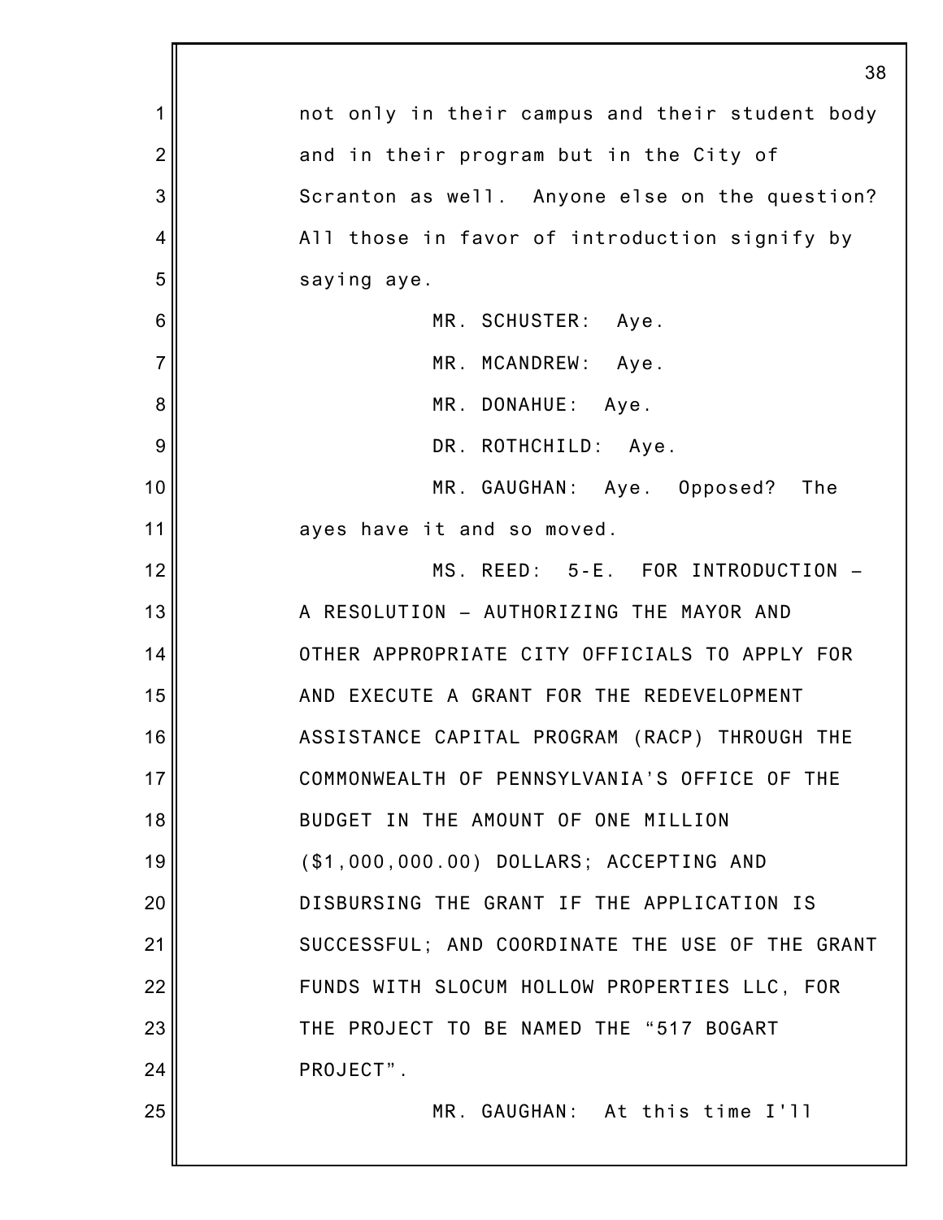not only in their campus and their student body and in their program but in the City of Scranton as well. Anyone else on the question? All those in favor of introduction signify by saying aye.

MR. SCHUSTER: Aye.

MR. MCANDREW: Aye.

MR. DONAHUE: Aye.

DR. ROTHCHILD: Aye.

MR. GAUGHAN: Aye. Opposed? The ayes have it and so moved.

MS. REED: 5-E. FOR INTRODUCTION – A RESOLUTION – AUTHORIZING THE MAYOR AND OTHER APPROPRIATE CITY OFFICIALS TO APPLY FOR AND EXECUTE A GRANT FOR THE REDEVELOPMENT ASSISTANCE CAPITAL PROGRAM (RACP) THROUGH THE COMMONWEALTH OF PENNSYLVANIA'S OFFICE OF THE BUDGET IN THE AMOUNT OF ONE MILLION ($1,000,000.00) DOLLARS; ACCEPTING AND DISBURSING THE GRANT IF THE APPLICATION IS SUCCESSFUL; AND COORDINATE THE USE OF THE GRANT FUNDS WITH SLOCUM HOLLOW PROPERTIES LLC, FOR THE PROJECT TO BE NAMED THE "517 BOGART PROJECT".

MR. GAUGHAN: At this time I'll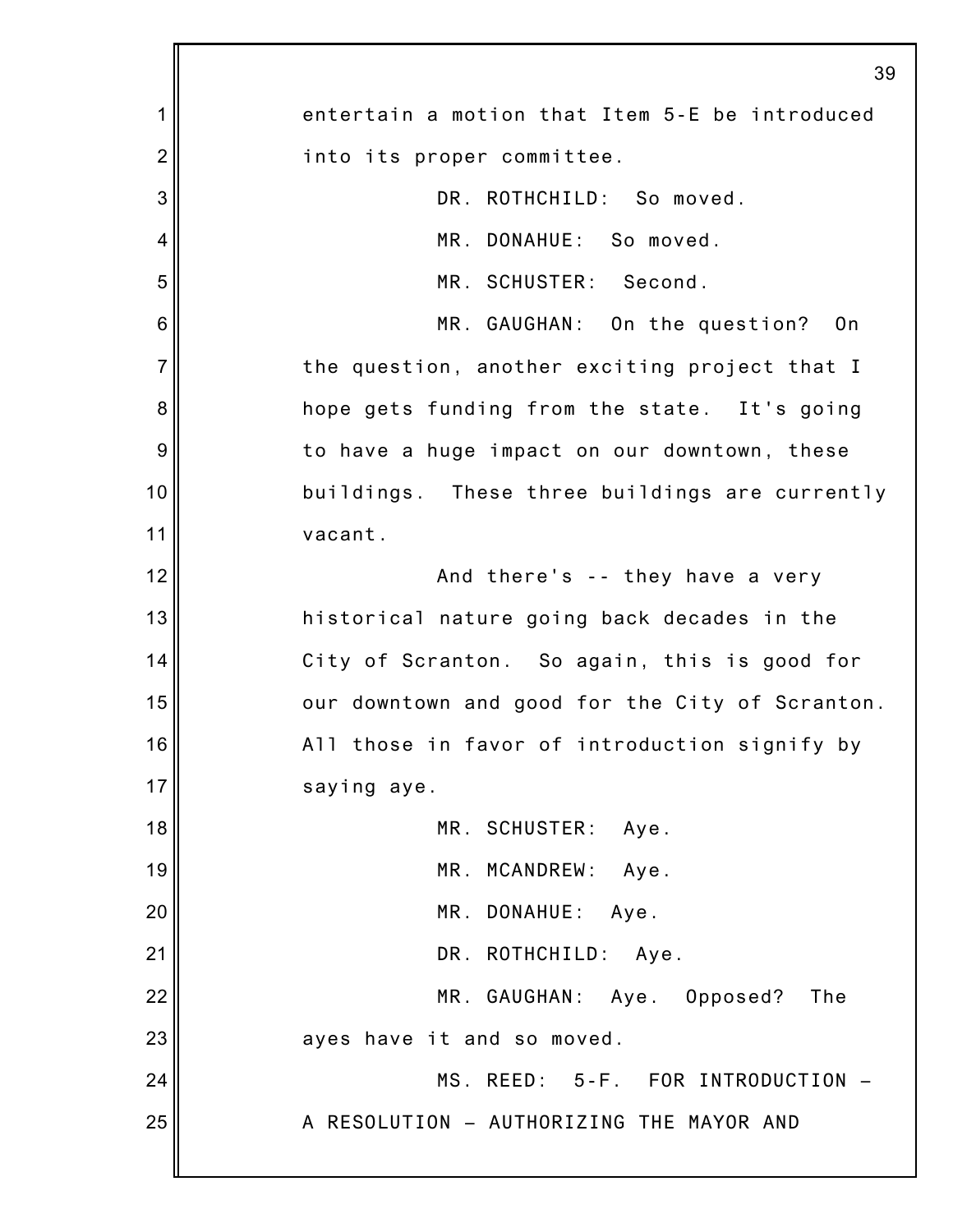entertain a motion that Item 5-E be introduced into its proper committee.

DR. ROTHCHILD: So moved.

MR. DONAHUE: So moved.

MR. SCHUSTER: Second.

MR. GAUGHAN: On the question? On the question, another exciting project that I hope gets funding from the state. It's going to have a huge impact on our downtown, these buildings. These three buildings are currently vacant.

And there's -- they have a very historical nature going back decades in the City of Scranton. So again, this is good for our downtown and good for the City of Scranton. All those in favor of introduction signify by saying aye.

MR. SCHUSTER: Aye.

MR. MCANDREW: Aye.

MR. DONAHUE: Aye.

DR. ROTHCHILD: Aye.

MR. GAUGHAN: Aye. Opposed? The ayes have it and so moved.

MS. REED: 5-F. FOR INTRODUCTION – A RESOLUTION – AUTHORIZING THE MAYOR AND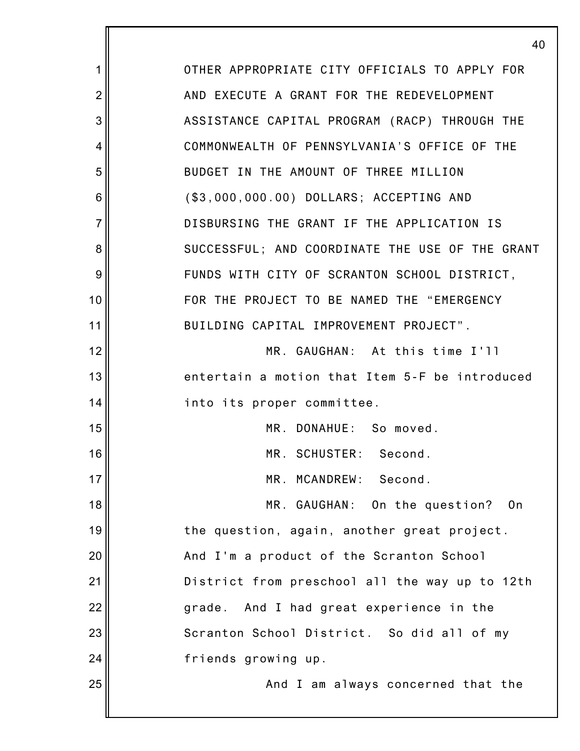OTHER APPROPRIATE CITY OFFICIALS TO APPLY FOR AND EXECUTE A GRANT FOR THE REDEVELOPMENT ASSISTANCE CAPITAL PROGRAM (RACP) THROUGH THE COMMONWEALTH OF PENNSYLVANIA'S OFFICE OF THE BUDGET IN THE AMOUNT OF THREE MILLION ($3,000,000.00) DOLLARS; ACCEPTING AND DISBURSING THE GRANT IF THE APPLICATION IS SUCCESSFUL; AND COORDINATE THE USE OF THE GRANT FUNDS WITH CITY OF SCRANTON SCHOOL DISTRICT, FOR THE PROJECT TO BE NAMED THE "EMERGENCY BUILDING CAPITAL IMPROVEMENT PROJECT".

MR. GAUGHAN: At this time I'll entertain a motion that Item 5-F be introduced into its proper committee.

MR. DONAHUE: So moved.

MR. SCHUSTER: Second.

MR. MCANDREW: Second.

MR. GAUGHAN: On the question? On the question, again, another great project. And I'm a product of the Scranton School District from preschool all the way up to 12th grade. And I had great experience in the Scranton School District. So did all of my friends growing up.

And I am always concerned that the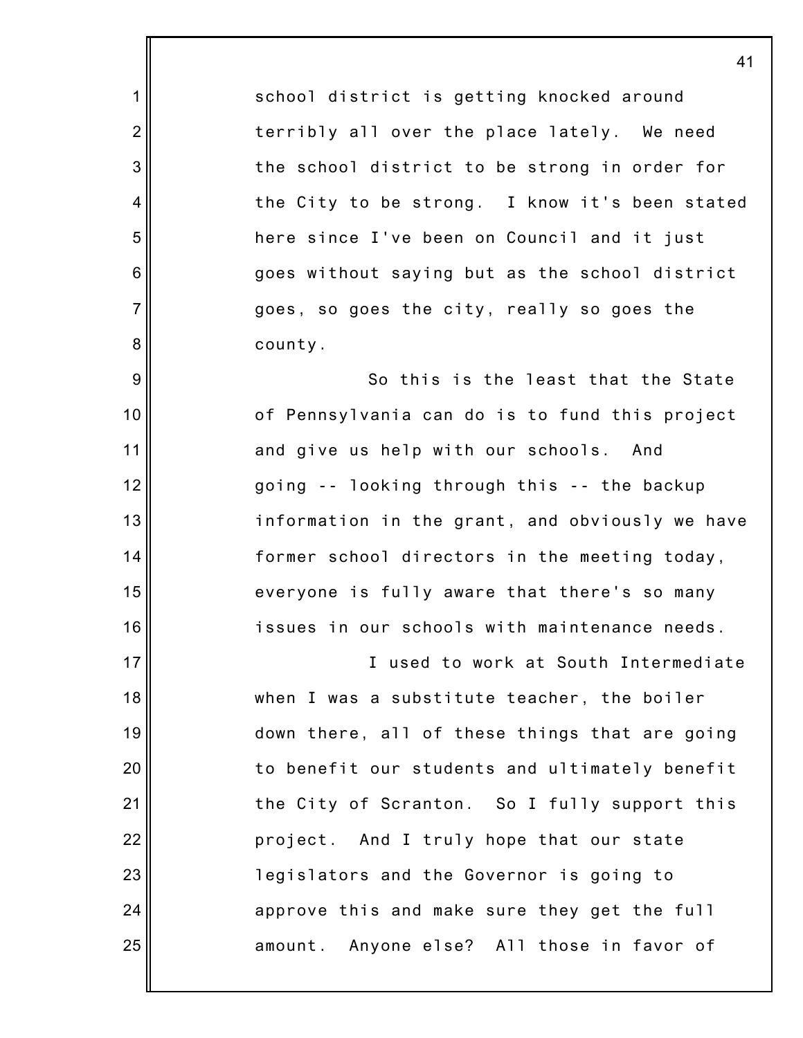school district is getting knocked around terribly all over the place lately. We need the school district to be strong in order for the City to be strong. I know it's been stated here since I've been on Council and it just goes without saying but as the school district goes, so goes the city, really so goes the county.

So this is the least that the State of Pennsylvania can do is to fund this project and give us help with our schools. And going -- looking through this -- the backup information in the grant, and obviously we have former school directors in the meeting today, everyone is fully aware that there's so many issues in our schools with maintenance needs.

I used to work at South Intermediate when I was a substitute teacher, the boiler down there, all of these things that are going to benefit our students and ultimately benefit the City of Scranton. So I fully support this project. And I truly hope that our state legislators and the Governor is going to approve this and make sure they get the full amount. Anyone else? All those in favor of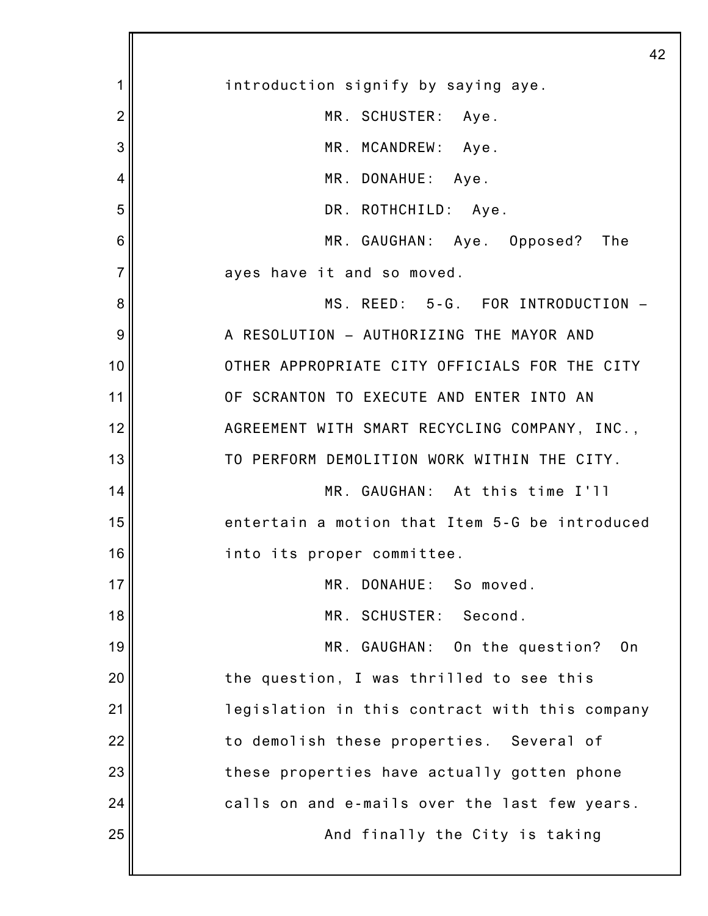introduction signify by saying aye.

MR. SCHUSTER: Aye.

MR. MCANDREW: Aye.

MR. DONAHUE: Aye.

DR. ROTHCHILD: Aye.

MR. GAUGHAN: Aye. Opposed? The ayes have it and so moved.

MS. REED: 5-G. FOR INTRODUCTION – A RESOLUTION – AUTHORIZING THE MAYOR AND OTHER APPROPRIATE CITY OFFICIALS FOR THE CITY OF SCRANTON TO EXECUTE AND ENTER INTO AN AGREEMENT WITH SMART RECYCLING COMPANY, INC., TO PERFORM DEMOLITION WORK WITHIN THE CITY.

MR. GAUGHAN: At this time I'll entertain a motion that Item 5-G be introduced into its proper committee.

MR. DONAHUE: So moved.

MR. SCHUSTER: Second.

MR. GAUGHAN: On the question? On the question, I was thrilled to see this legislation in this contract with this company to demolish these properties. Several of these properties have actually gotten phone calls on and e-mails over the last few years.

And finally the City is taking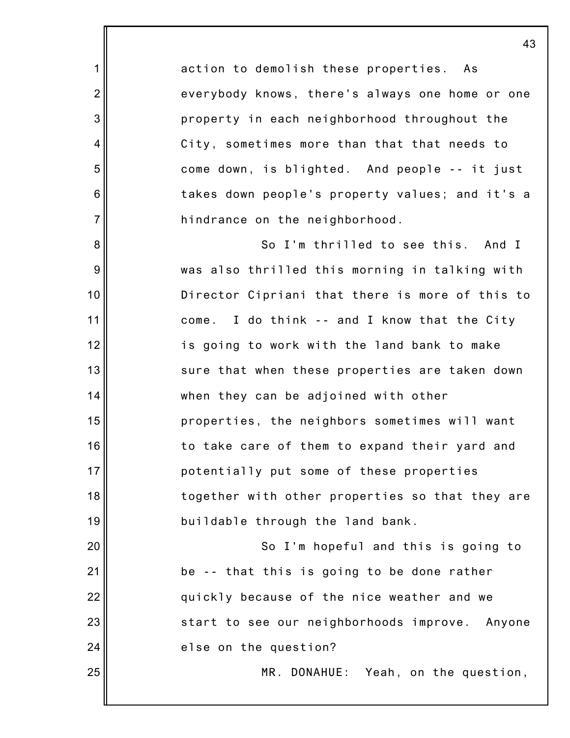action to demolish these properties. As everybody knows, there's always one home or one property in each neighborhood throughout the City, sometimes more than that that needs to come down, is blighted. And people -- it just takes down people's property values; and it's a hindrance on the neighborhood.

So I'm thrilled to see this. And I was also thrilled this morning in talking with Director Cipriani that there is more of this to come. I do think -- and I know that the City is going to work with the land bank to make sure that when these properties are taken down when they can be adjoined with other properties, the neighbors sometimes will want to take care of them to expand their yard and potentially put some of these properties together with other properties so that they are buildable through the land bank.

So I'm hopeful and this is going to be -- that this is going to be done rather quickly because of the nice weather and we start to see our neighborhoods improve. Anyone else on the question?

MR. DONAHUE: Yeah, on the question,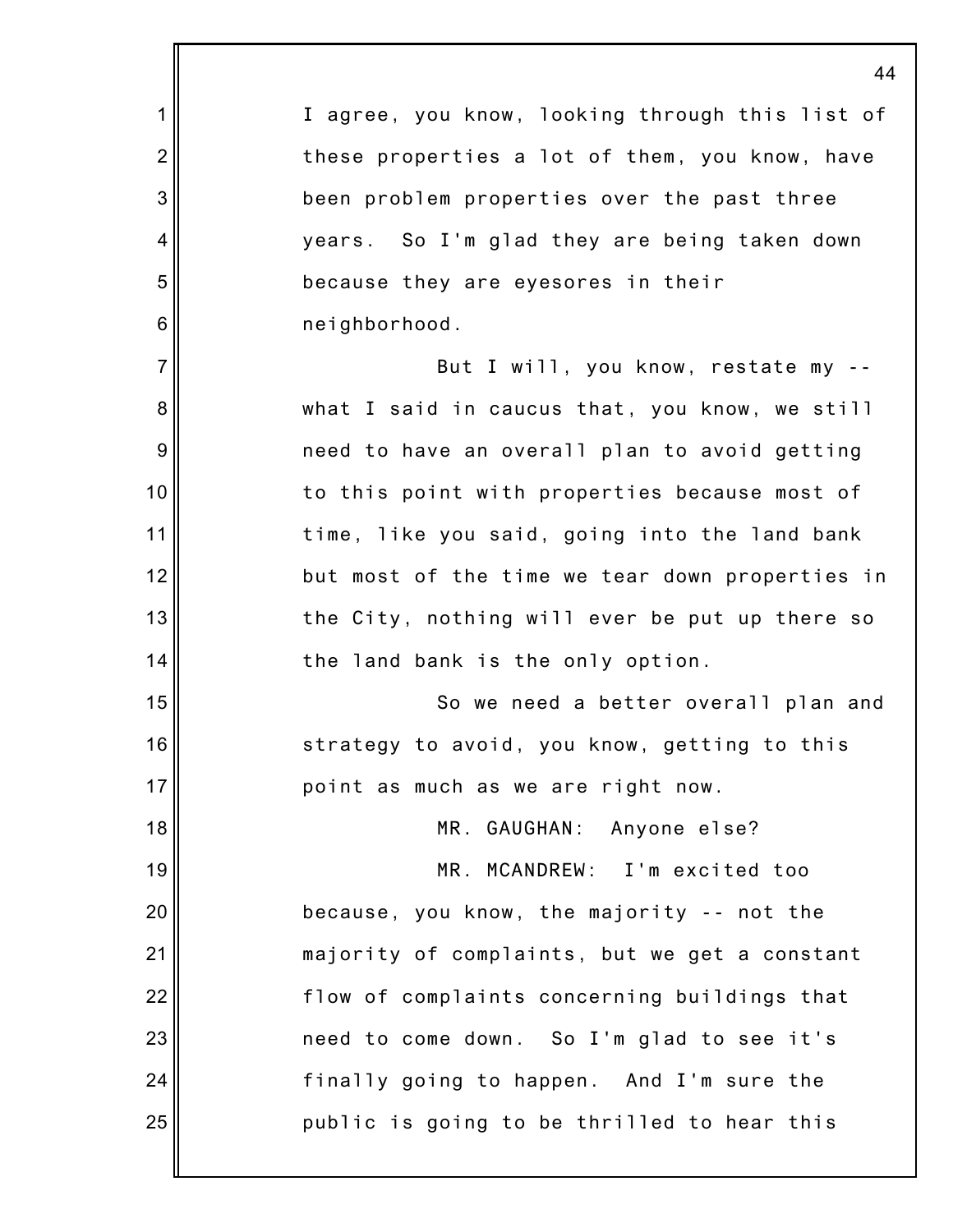I agree, you know, looking through this list of these properties a lot of them, you know, have been problem properties over the past three years. So I'm glad they are being taken down because they are eyesores in their neighborhood.

But I will, you know, restate my -- what I said in caucus that, you know, we still need to have an overall plan to avoid getting to this point with properties because most of time, like you said, going into the land bank but most of the time we tear down properties in the City, nothing will ever be put up there so the land bank is the only option.

So we need a better overall plan and strategy to avoid, you know, getting to this point as much as we are right now.

MR. GAUGHAN: Anyone else?

MR. MCANDREW: I'm excited too because, you know, the majority -- not the majority of complaints, but we get a constant flow of complaints concerning buildings that need to come down. So I'm glad to see it's finally going to happen. And I'm sure the public is going to be thrilled to hear this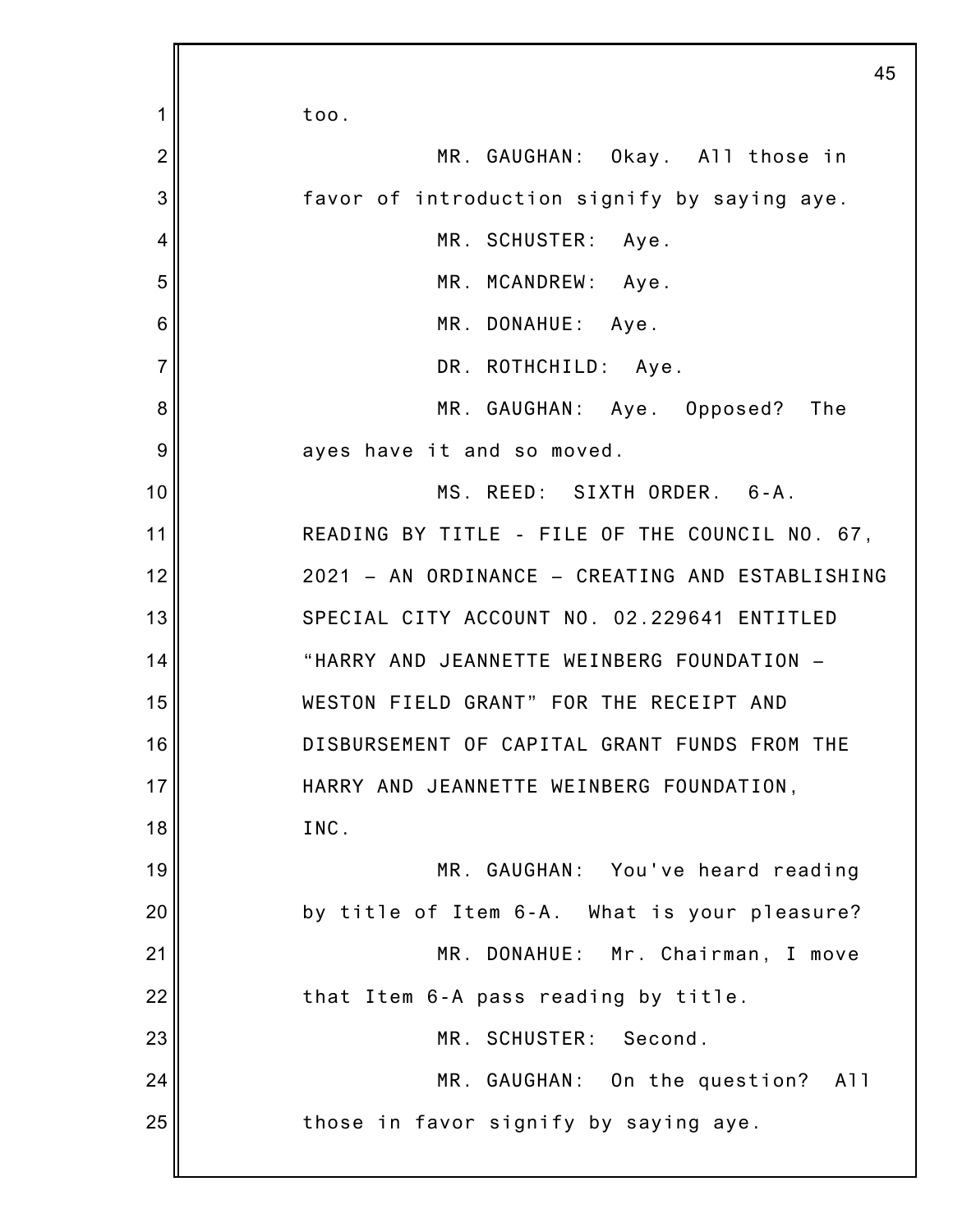too.

MR. GAUGHAN: Okay. All those in favor of introduction signify by saying aye.

MR. SCHUSTER: Aye.

MR. MCANDREW: Aye.

MR. DONAHUE: Aye.

DR. ROTHCHILD: Aye.

MR. GAUGHAN: Aye. Opposed? The ayes have it and so moved.

MS. REED: SIXTH ORDER. 6-A. READING BY TITLE - FILE OF THE COUNCIL NO. 67, 2021 – AN ORDINANCE – CREATING AND ESTABLISHING SPECIAL CITY ACCOUNT NO. 02.229641 ENTITLED “HARRY AND JEANNETTE WEINBERG FOUNDATION – WESTON FIELD GRANT” FOR THE RECEIPT AND DISBURSEMENT OF CAPITAL GRANT FUNDS FROM THE HARRY AND JEANNETTE WEINBERG FOUNDATION, INC.

MR. GAUGHAN: You've heard reading by title of Item 6-A. What is your pleasure?

MR. DONAHUE: Mr. Chairman, I move that Item 6-A pass reading by title.

MR. SCHUSTER: Second.

MR. GAUGHAN: On the question? All those in favor signify by saying aye.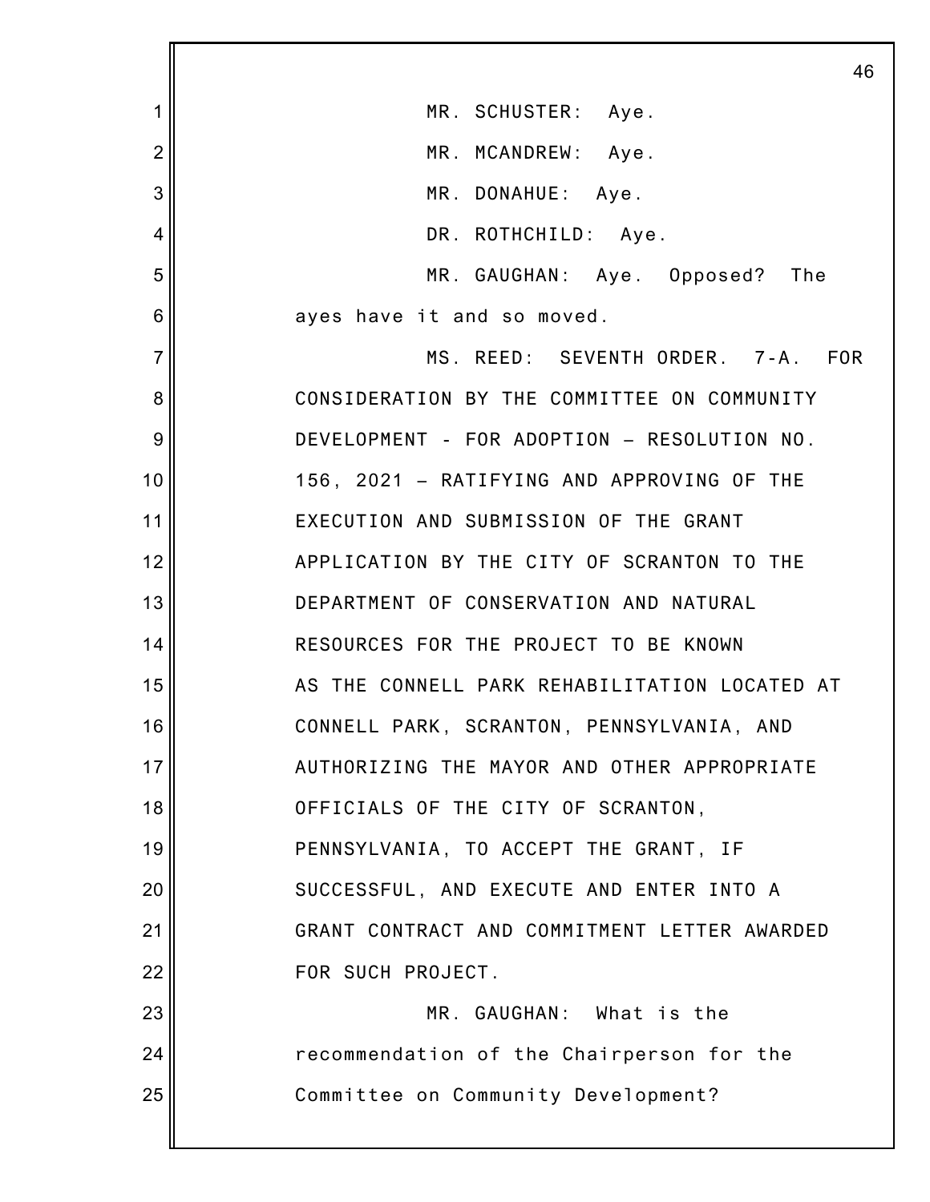MR. SCHUSTER: Aye.

MR. MCANDREW: Aye.

MR. DONAHUE: Aye.

DR. ROTHCHILD: Aye.

MR. GAUGHAN: Aye. Opposed? The ayes have it and so moved.

MS. REED: SEVENTH ORDER. 7-A. FOR CONSIDERATION BY THE COMMITTEE ON COMMUNITY DEVELOPMENT - FOR ADOPTION – RESOLUTION NO. 156, 2021 – RATIFYING AND APPROVING OF THE EXECUTION AND SUBMISSION OF THE GRANT APPLICATION BY THE CITY OF SCRANTON TO THE DEPARTMENT OF CONSERVATION AND NATURAL RESOURCES FOR THE PROJECT TO BE KNOWN AS THE CONNELL PARK REHABILITATION LOCATED AT CONNELL PARK, SCRANTON, PENNSYLVANIA, AND AUTHORIZING THE MAYOR AND OTHER APPROPRIATE OFFICIALS OF THE CITY OF SCRANTON, PENNSYLVANIA, TO ACCEPT THE GRANT, IF SUCCESSFUL, AND EXECUTE AND ENTER INTO A GRANT CONTRACT AND COMMITMENT LETTER AWARDED FOR SUCH PROJECT.

MR. GAUGHAN: What is the recommendation of the Chairperson for the Committee on Community Development?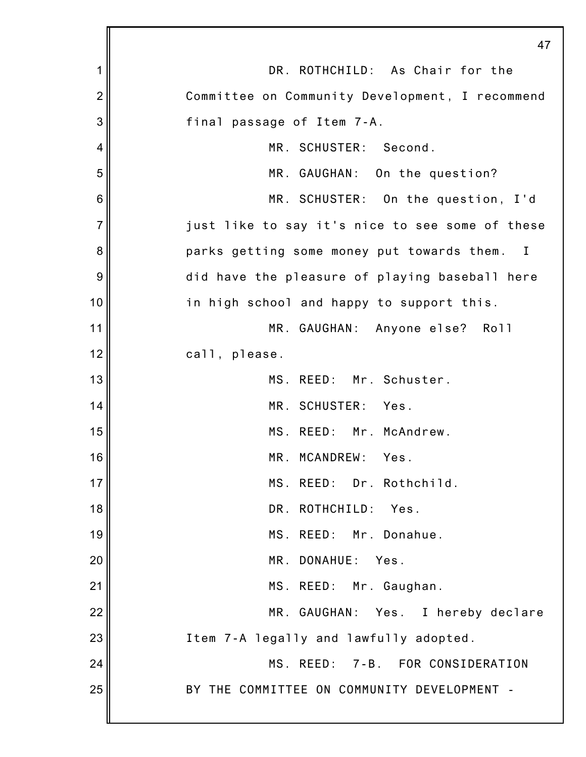DR. ROTHCHILD: As Chair for the Committee on Community Development, I recommend final passage of Item 7-A.

MR. SCHUSTER: Second.

MR. GAUGHAN: On the question?

MR. SCHUSTER: On the question, I'd just like to say it's nice to see some of these parks getting some money put towards them. I did have the pleasure of playing baseball here in high school and happy to support this.

MR. GAUGHAN: Anyone else? Roll call, please.

MS. REED: Mr. Schuster.

MR. SCHUSTER: Yes.

MS. REED: Mr. McAndrew.

MR. MCANDREW: Yes.

MS. REED: Dr. Rothchild.

DR. ROTHCHILD: Yes.

MS. REED: Mr. Donahue.

MR. DONAHUE: Yes.

MS. REED: Mr. Gaughan.

MR. GAUGHAN: Yes. I hereby declare Item 7-A legally and lawfully adopted.

MS. REED: 7-B. FOR CONSIDERATION BY THE COMMITTEE ON COMMUNITY DEVELOPMENT -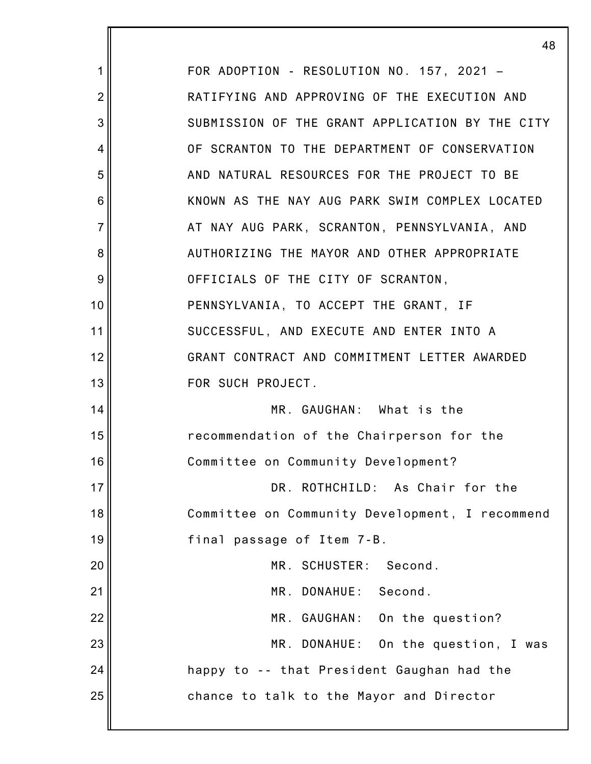FOR ADOPTION - RESOLUTION NO. 157, 2021 – RATIFYING AND APPROVING OF THE EXECUTION AND SUBMISSION OF THE GRANT APPLICATION BY THE CITY OF SCRANTON TO THE DEPARTMENT OF CONSERVATION AND NATURAL RESOURCES FOR THE PROJECT TO BE KNOWN AS THE NAY AUG PARK SWIM COMPLEX LOCATED AT NAY AUG PARK, SCRANTON, PENNSYLVANIA, AND AUTHORIZING THE MAYOR AND OTHER APPROPRIATE OFFICIALS OF THE CITY OF SCRANTON, PENNSYLVANIA, TO ACCEPT THE GRANT, IF SUCCESSFUL, AND EXECUTE AND ENTER INTO A GRANT CONTRACT AND COMMITMENT LETTER AWARDED FOR SUCH PROJECT.

MR. GAUGHAN: What is the recommendation of the Chairperson for the Committee on Community Development?

DR. ROTHCHILD: As Chair for the Committee on Community Development, I recommend final passage of Item 7-B.

MR. SCHUSTER: Second.

MR. DONAHUE: Second.

MR. GAUGHAN: On the question?

MR. DONAHUE: On the question, I was happy to -- that President Gaughan had the chance to talk to the Mayor and Director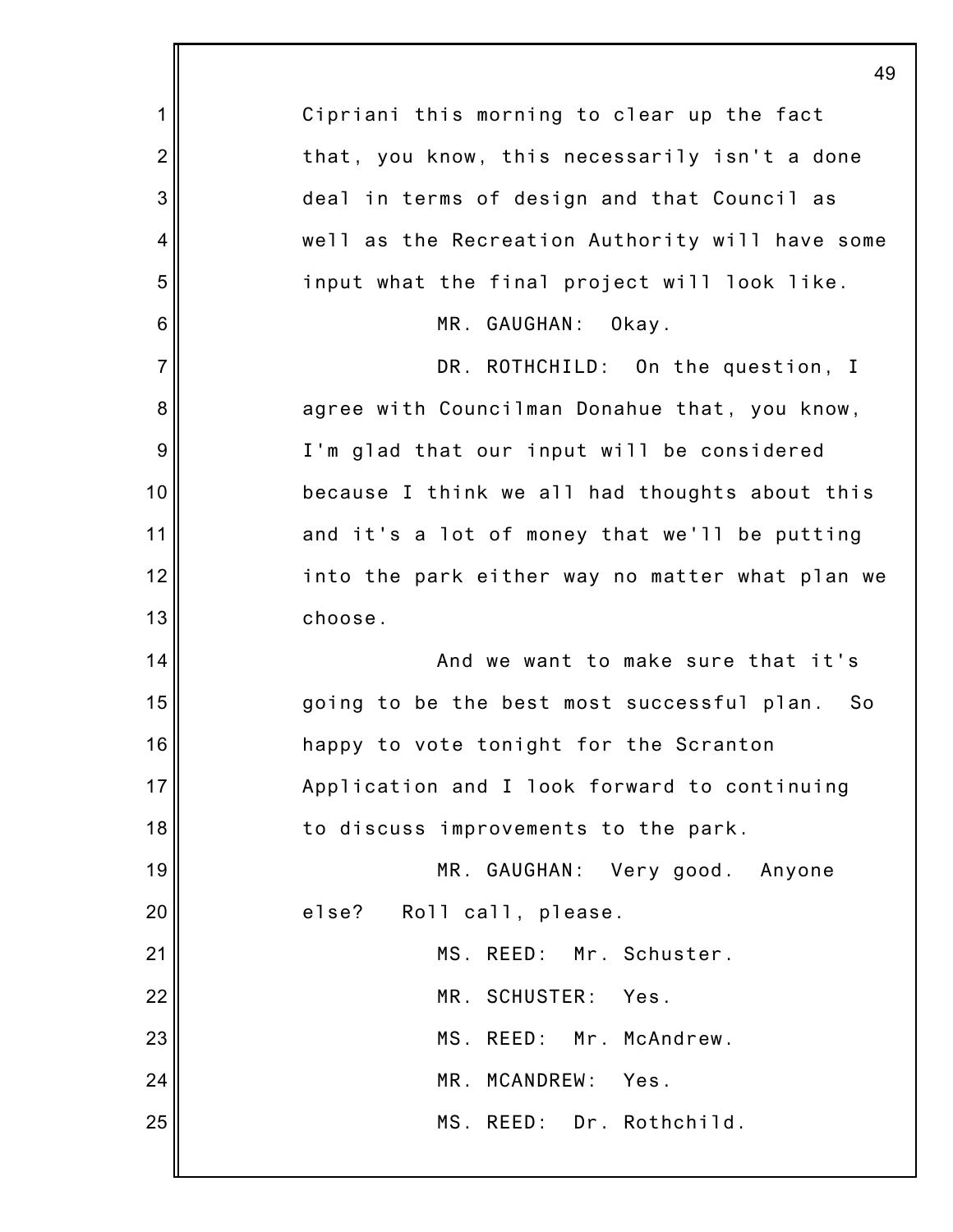Cipriani this morning to clear up the fact that, you know, this necessarily isn't a done deal in terms of design and that Council as well as the Recreation Authority will have some input what the final project will look like.

MR. GAUGHAN: Okay.

DR. ROTHCHILD: On the question, I agree with Councilman Donahue that, you know, I'm glad that our input will be considered because I think we all had thoughts about this and it's a lot of money that we'll be putting into the park either way no matter what plan we choose.

And we want to make sure that it's going to be the best most successful plan. So happy to vote tonight for the Scranton Application and I look forward to continuing to discuss improvements to the park.

MR. GAUGHAN: Very good. Anyone else? Roll call, please.

MS. REED: Mr. Schuster.

MR. SCHUSTER: Yes.

MS. REED: Mr. McAndrew.

MR. MCANDREW: Yes.

MS. REED: Dr. Rothchild.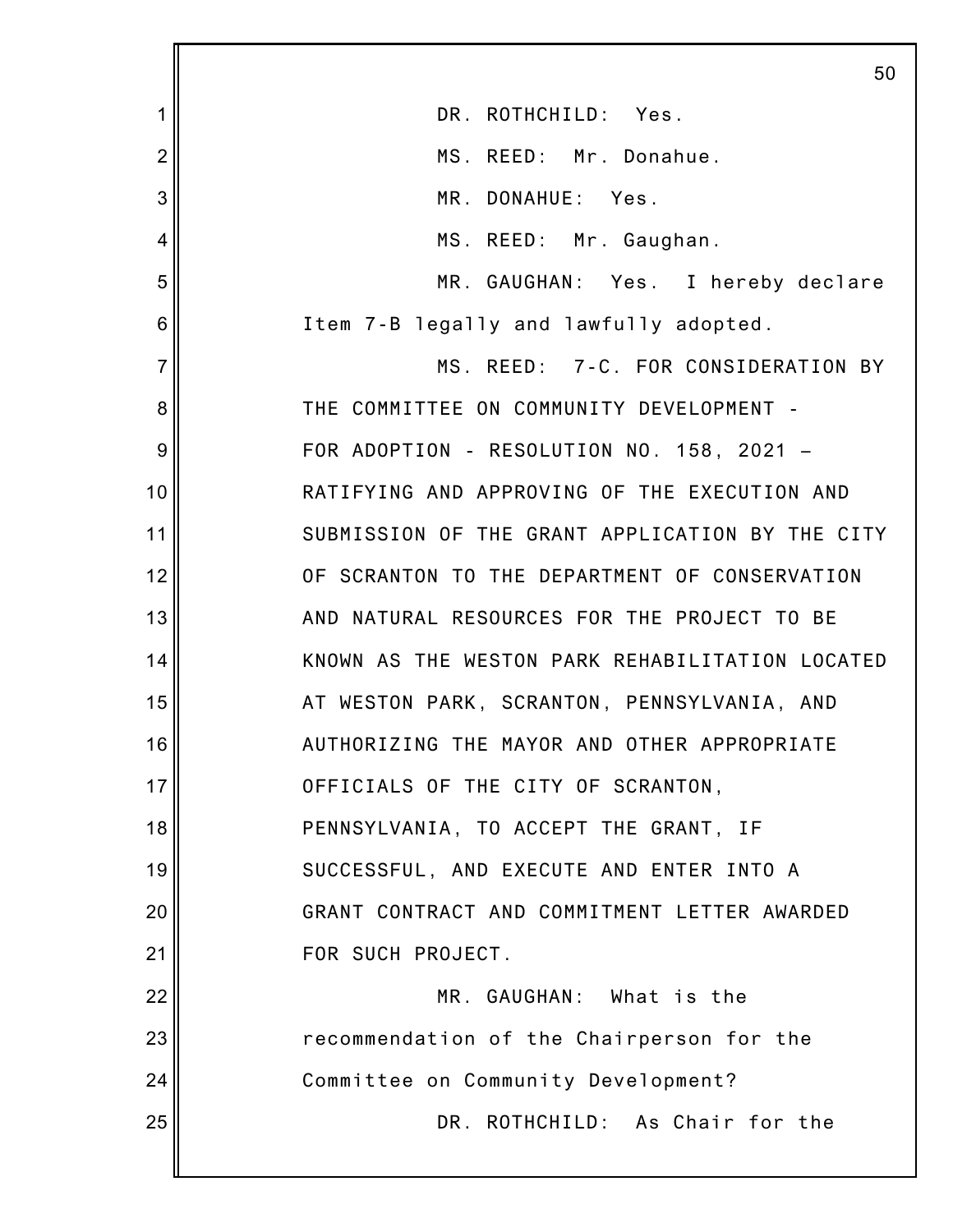DR. ROTHCHILD: Yes.

MS. REED: Mr. Donahue.

MR. DONAHUE: Yes.

MS. REED: Mr. Gaughan.

MR. GAUGHAN: Yes. I hereby declare Item 7-B legally and lawfully adopted.

MS. REED: 7-C. FOR CONSIDERATION BY THE COMMITTEE ON COMMUNITY DEVELOPMENT - FOR ADOPTION - RESOLUTION NO. 158, 2021 – RATIFYING AND APPROVING OF THE EXECUTION AND SUBMISSION OF THE GRANT APPLICATION BY THE CITY OF SCRANTON TO THE DEPARTMENT OF CONSERVATION AND NATURAL RESOURCES FOR THE PROJECT TO BE KNOWN AS THE WESTON PARK REHABILITATION LOCATED AT WESTON PARK, SCRANTON, PENNSYLVANIA, AND AUTHORIZING THE MAYOR AND OTHER APPROPRIATE OFFICIALS OF THE CITY OF SCRANTON, PENNSYLVANIA, TO ACCEPT THE GRANT, IF SUCCESSFUL, AND EXECUTE AND ENTER INTO A GRANT CONTRACT AND COMMITMENT LETTER AWARDED FOR SUCH PROJECT.

MR. GAUGHAN: What is the recommendation of the Chairperson for the Committee on Community Development?

DR. ROTHCHILD: As Chair for the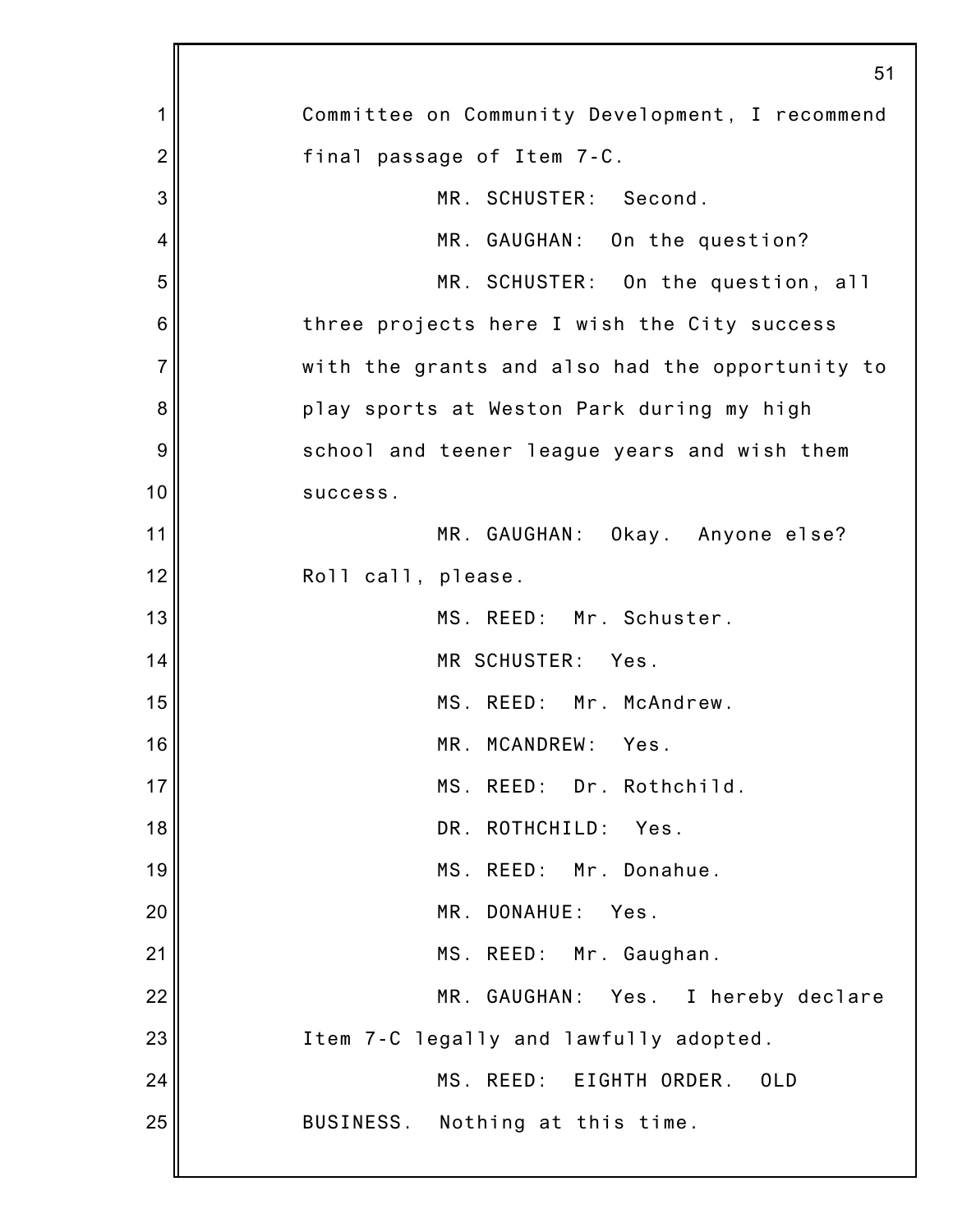Committee on Community Development, I recommend final passage of Item 7-C.

MR. SCHUSTER: Second.

MR. GAUGHAN: On the question?

MR. SCHUSTER: On the question, all three projects here I wish the City success with the grants and also had the opportunity to play sports at Weston Park during my high school and teener league years and wish them success.

MR. GAUGHAN: Okay. Anyone else? Roll call, please.

MS. REED: Mr. Schuster.

MR SCHUSTER: Yes.

MS. REED: Mr. McAndrew.

MR. MCANDREW: Yes.

MS. REED: Dr. Rothchild.

DR. ROTHCHILD: Yes.

MS. REED: Mr. Donahue.

MR. DONAHUE: Yes.

MS. REED: Mr. Gaughan.

MR. GAUGHAN: Yes. I hereby declare Item 7-C legally and lawfully adopted.

MS. REED: EIGHTH ORDER. OLD BUSINESS. Nothing at this time.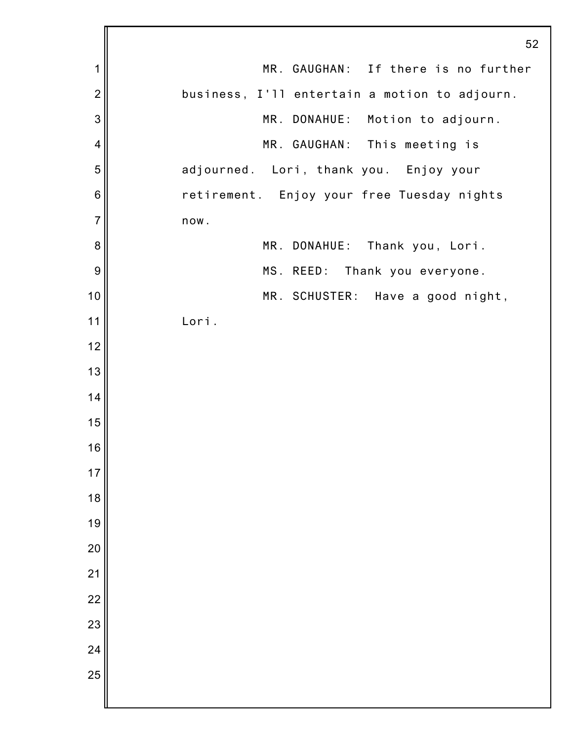MR. GAUGHAN: If there is no further business, I'll entertain a motion to adjourn.

MR. DONAHUE: Motion to adjourn.

MR. GAUGHAN: This meeting is adjourned. Lori, thank you. Enjoy your retirement. Enjoy your free Tuesday nights now.

MR. DONAHUE: Thank you, Lori.

MS. REED: Thank you everyone.

MR. SCHUSTER: Have a good night, Lori.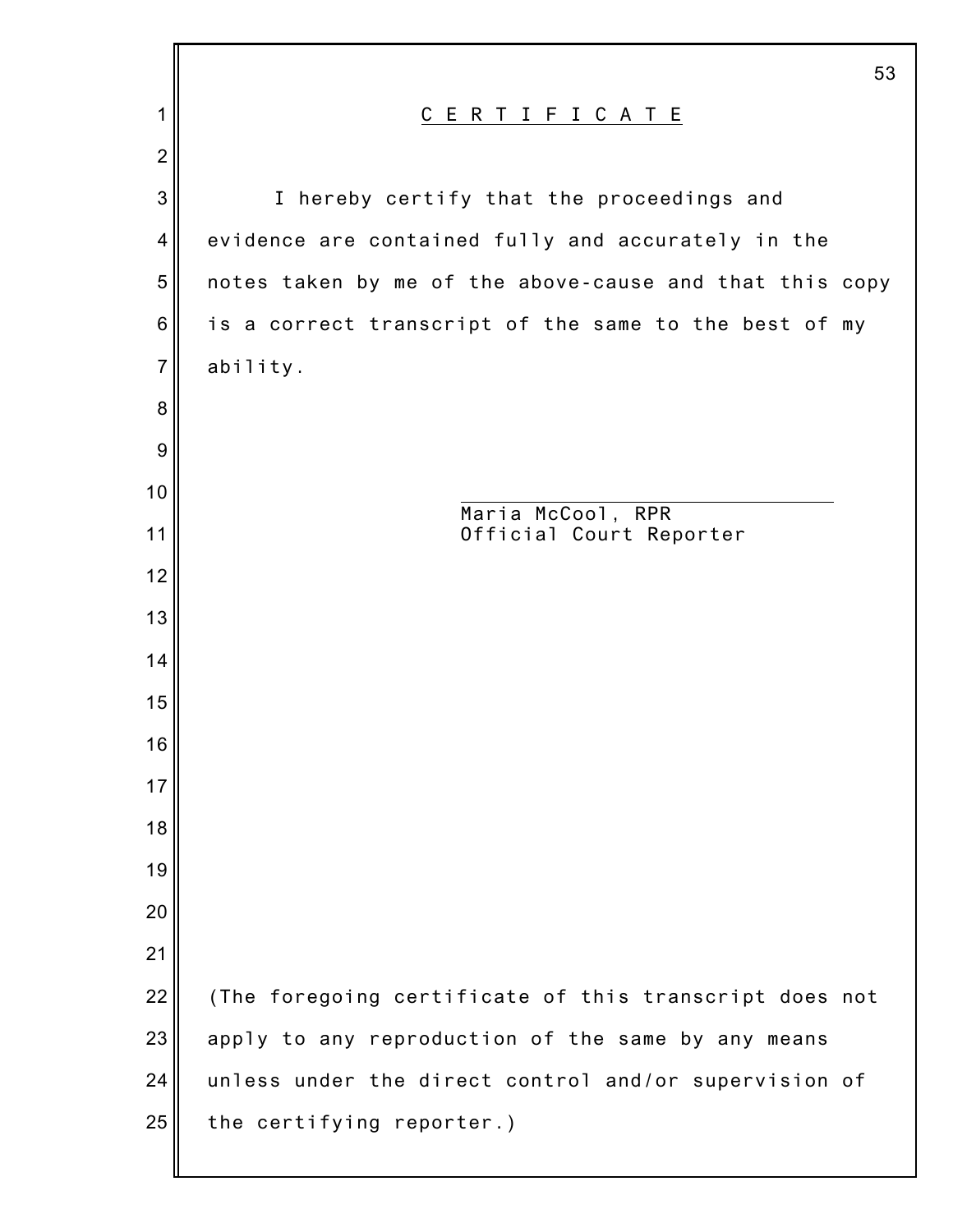# C E R T I F I C A T E

I hereby certify that the proceedings and evidence are contained fully and accurately in the notes taken by me of the above-cause and that this copy is a correct transcript of the same to the best of my ability.

Maria McCool, RPR
Official Court Reporter

(The foregoing certificate of this transcript does not apply to any reproduction of the same by any means unless under the direct control and/or supervision of the certifying reporter.)